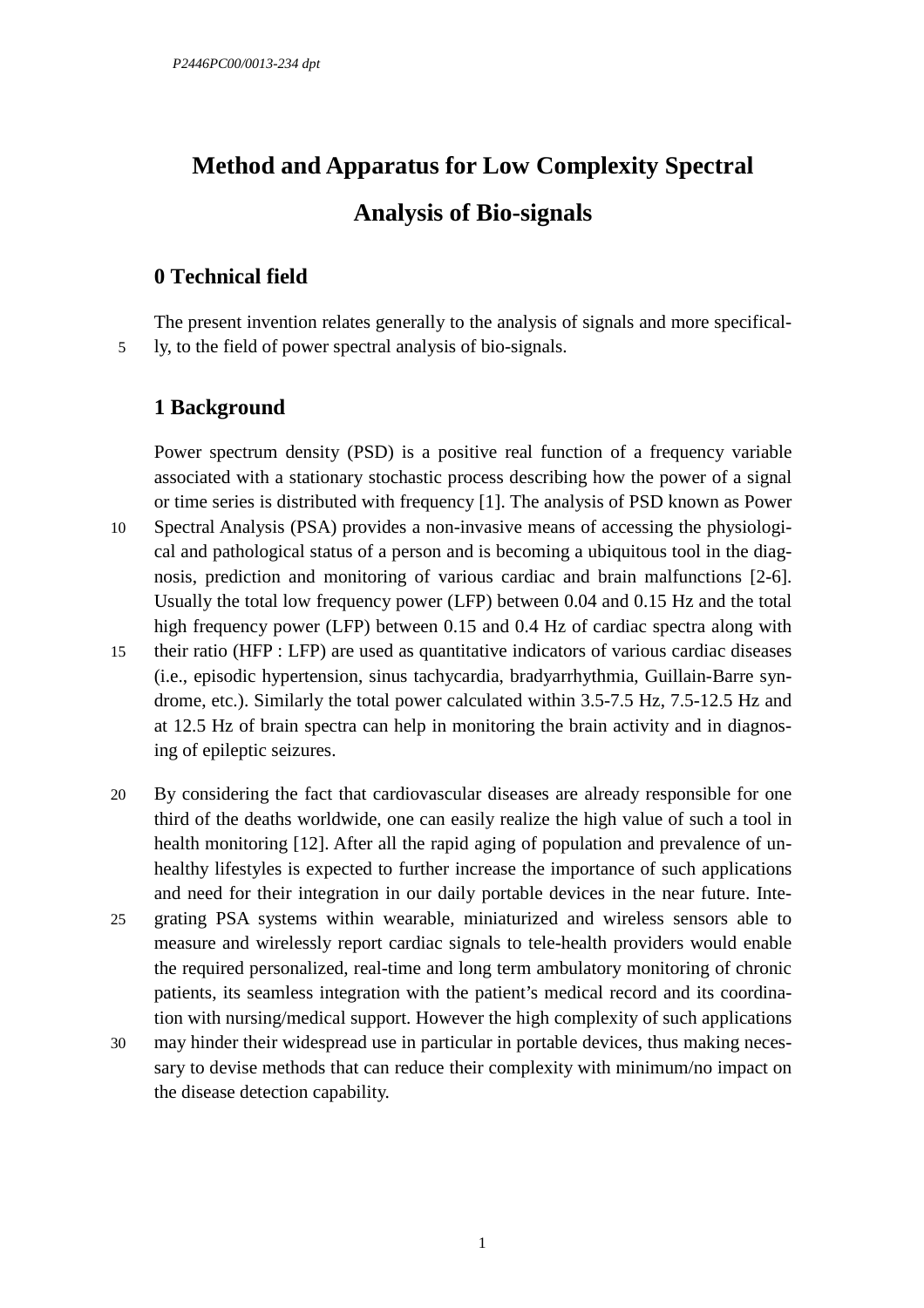# Method and Apparatus for Low Complexity Spectral Analysis of Bio-signals

## 0 Technical field

The present invention relates generally to the analysis of signals and more specifically, to the field of power spectral analysis of bio-signals.

## 1 Background

Power spectrum density (PSD) is a positive real function of a frequency variable associated with a stationary stochastic process describing how the power of a signal or time series is distributed with frequency [1]. The analysis of PSD known as Power Spectral Analysis (PSA) provides a non-invasive means of accessing the physiological and pathological status of a person and is becoming a ubiquitous tool in the diagnosis, prediction and monitoring of various cardiac and brain malfunctions [2-6]. Usually the total low frequency power (LFP) between 0.04 and 0.15 Hz and the total high frequency power (LFP) between 0.15 and 0.4 Hz of cardiac spectra along with their ratio (HFP : LFP) are used as quantitative indicators of various cardiac diseases (i.e., episodic hypertension, sinus tachycardia, bradyarrhythmia, Guillain-Barre syndrome, etc.). Similarly the total power calculated within 3.5-7.5 Hz, 7.5-12.5 Hz and at 12.5 Hz of brain spectra can help in monitoring the brain activity and in diagnosing of epileptic seizures.

By considering the fact that cardiovascular diseases are already responsible for one third of the deaths worldwide, one can easily realize the high value of such a tool in health monitoring [12]. After all the rapid aging of population and prevalence of unhealthy lifestyles is expected to further increase the importance of such applications and need for their integration in our daily portable devices in the near future. Integrating PSA systems within wearable, miniaturized and wireless sensors able to measure and wirelessly report cardiac signals to tele-health providers would enable the required personalized, real-time and long term ambulatory monitoring of chronic patients, its seamless integration with the patient's medical record and its coordination with nursing/medical support. However the high complexity of such applications may hinder their widespread use in particular in portable devices, thus making necessary to devise methods that can reduce their complexity with minimum/no impact on the disease detection capability.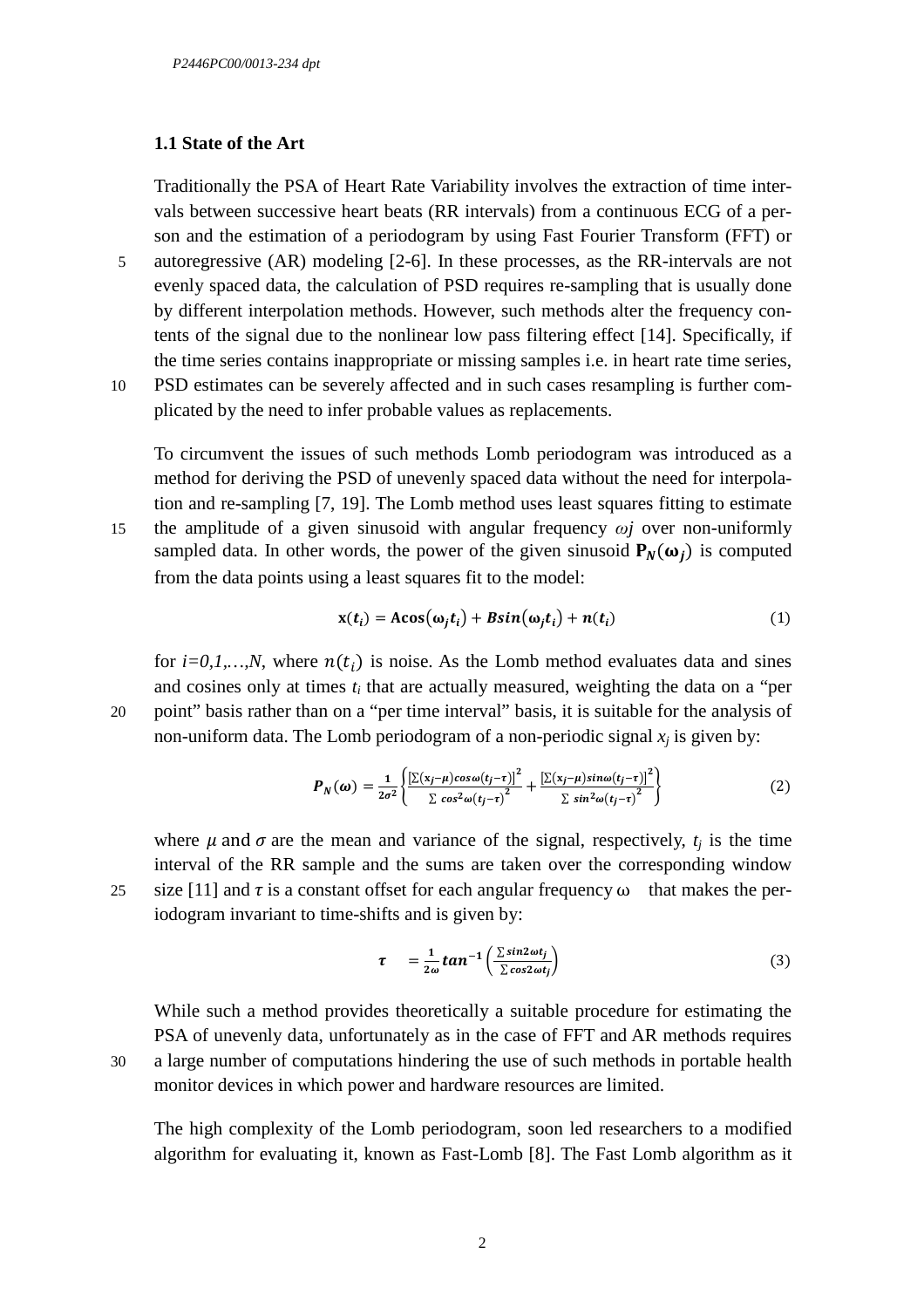### 1.1 State of the Art

Traditionally the PSA of Heart Rate Variability involves the extraction of time intervals between successive heart beats (RR intervals) from a continuous ECG of a person and the estimation of a periodogram by using Fast Fourier Transform (FFT) or autoregressive (AR) modeling [2-6]. In these processes, as the RR-intervals are not evenly spaced data, the calculation of PSD requires re-sampling that is usually done by different interpolation methods. However, such methods alter the frequency contents of the signal due to the nonlinear low pass filtering effect [14]. Specifically, if the time series contains inappropriate or missing samples i.e. in heart rate time series, PSD estimates can be severely affected and in such cases resampling is further complicated by the need to infer probable values as replacements.

To circumvent the issues of such methods Lomb periodogram was introduced as a method for deriving the PSD of unevenly spaced data without the need for interpolation and re-sampling [7, 19]. The Lomb method uses least squares fitting to estimate the amplitude of a given sinusoid with angular frequency $\omega j$ over non-uniformly sampled data. In other words, the power of the given sinusoid $\mathbf{P}_N(\boldsymbol{\omega}_j)$ is computed from the data points using a least squares fit to the model:

$$\mathbf{x}(t_i) = \mathbf{A}\cos(\boldsymbol{\omega}_j t_i) + B\sin(\boldsymbol{\omega}_j t_i) + n(t_i) \tag{1}$$

for $i=0,1,\ldots,N$, where $n(t_i)$ is noise. As the Lomb method evaluates data and sines and cosines only at times $t_i$ that are actually measured, weighting the data on a "per point" basis rather than on a "per time interval" basis, it is suitable for the analysis of non-uniform data. The Lomb periodogram of a non-periodic signal $x_j$ is given by:

$$P_N(\omega) = \frac{1}{2\sigma^2}\left\{\frac{\left[\sum(x_j-\mu)\cos\omega(t_j-\tau)\right]^2}{\sum \cos^2\omega(t_j-\tau)^2} + \frac{\left[\sum(x_j-\mu)\sin\omega(t_j-\tau)\right]^2}{\sum \sin^2\omega(t_j-\tau)^2}\right\} \tag{2}$$

where $\mu$ and $\sigma$ are the mean and variance of the signal, respectively, $t_j$ is the time interval of the RR sample and the sums are taken over the corresponding window size [11] and $\tau$ is a constant offset for each angular frequency $\omega$ that makes the periodogram invariant to time-shifts and is given by:

$$\tau = \frac{1}{2\omega}\tan^{-1}\left(\frac{\sum \sin 2\omega t_j}{\sum \cos 2\omega t_j}\right) \tag{3}$$

While such a method provides theoretically a suitable procedure for estimating the PSA of unevenly data, unfortunately as in the case of FFT and AR methods requires a large number of computations hindering the use of such methods in portable health monitor devices in which power and hardware resources are limited.

The high complexity of the Lomb periodogram, soon led researchers to a modified algorithm for evaluating it, known as Fast-Lomb [8]. The Fast Lomb algorithm as it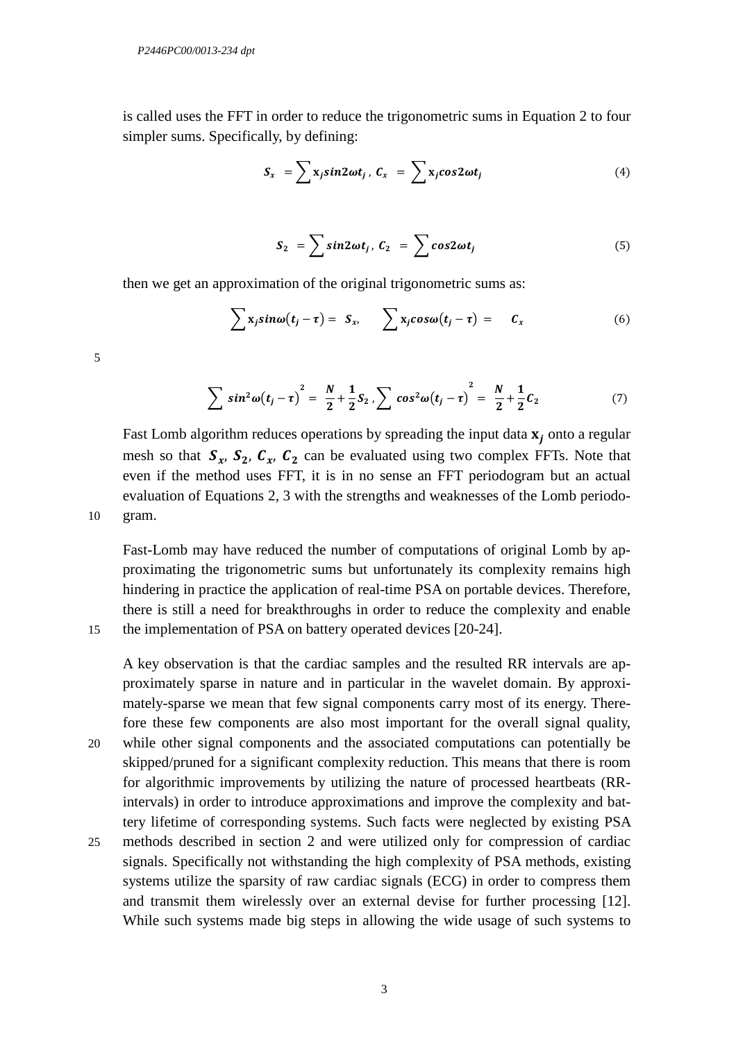is called uses the FFT in order to reduce the trigonometric sums in Equation 2 to four simpler sums. Specifically, by defining:

$$S_x = \sum \mathbf{x}_j sin2\omega t_j \,,\; C_x = \sum \mathbf{x}_j cos2\omega t_j \tag{4}$$

$$S_2 = \sum sin2\omega t_j \,,\; C_2 = \sum cos2\omega t_j \tag{5}$$

then we get an approximation of the original trigonometric sums as:

$$\sum \mathbf{x}_j sin\omega(t_j - \tau) = S_x, \quad \sum \mathbf{x}_j cos\omega(t_j - \tau) = C_x \tag{6}$$

$$\sum sin^2\omega(t_j - \tau)^2 = \frac{N}{2} + \frac{1}{2}S_2 \,, \sum cos^2\omega(t_j - \tau)^2 = \frac{N}{2} + \frac{1}{2}C_2 \tag{7}$$

Fast Lomb algorithm reduces operations by spreading the input data $\mathbf{x}_j$ onto a regular mesh so that $S_x$, $S_2$, $C_x$, $C_2$ can be evaluated using two complex FFTs. Note that even if the method uses FFT, it is in no sense an FFT periodogram but an actual evaluation of Equations 2, 3 with the strengths and weaknesses of the Lomb periodogram.

Fast-Lomb may have reduced the number of computations of original Lomb by approximating the trigonometric sums but unfortunately its complexity remains high hindering in practice the application of real-time PSA on portable devices. Therefore, there is still a need for breakthroughs in order to reduce the complexity and enable the implementation of PSA on battery operated devices [20-24].

A key observation is that the cardiac samples and the resulted RR intervals are approximately sparse in nature and in particular in the wavelet domain. By approximately-sparse we mean that few signal components carry most of its energy. Therefore these few components are also most important for the overall signal quality, while other signal components and the associated computations can potentially be skipped/pruned for a significant complexity reduction. This means that there is room for algorithmic improvements by utilizing the nature of processed heartbeats (RR-intervals) in order to introduce approximations and improve the complexity and battery lifetime of corresponding systems. Such facts were neglected by existing PSA methods described in section 2 and were utilized only for compression of cardiac signals. Specifically not withstanding the high complexity of PSA methods, existing systems utilize the sparsity of raw cardiac signals (ECG) in order to compress them and transmit them wirelessly over an external devise for further processing [12]. While such systems made big steps in allowing the wide usage of such systems to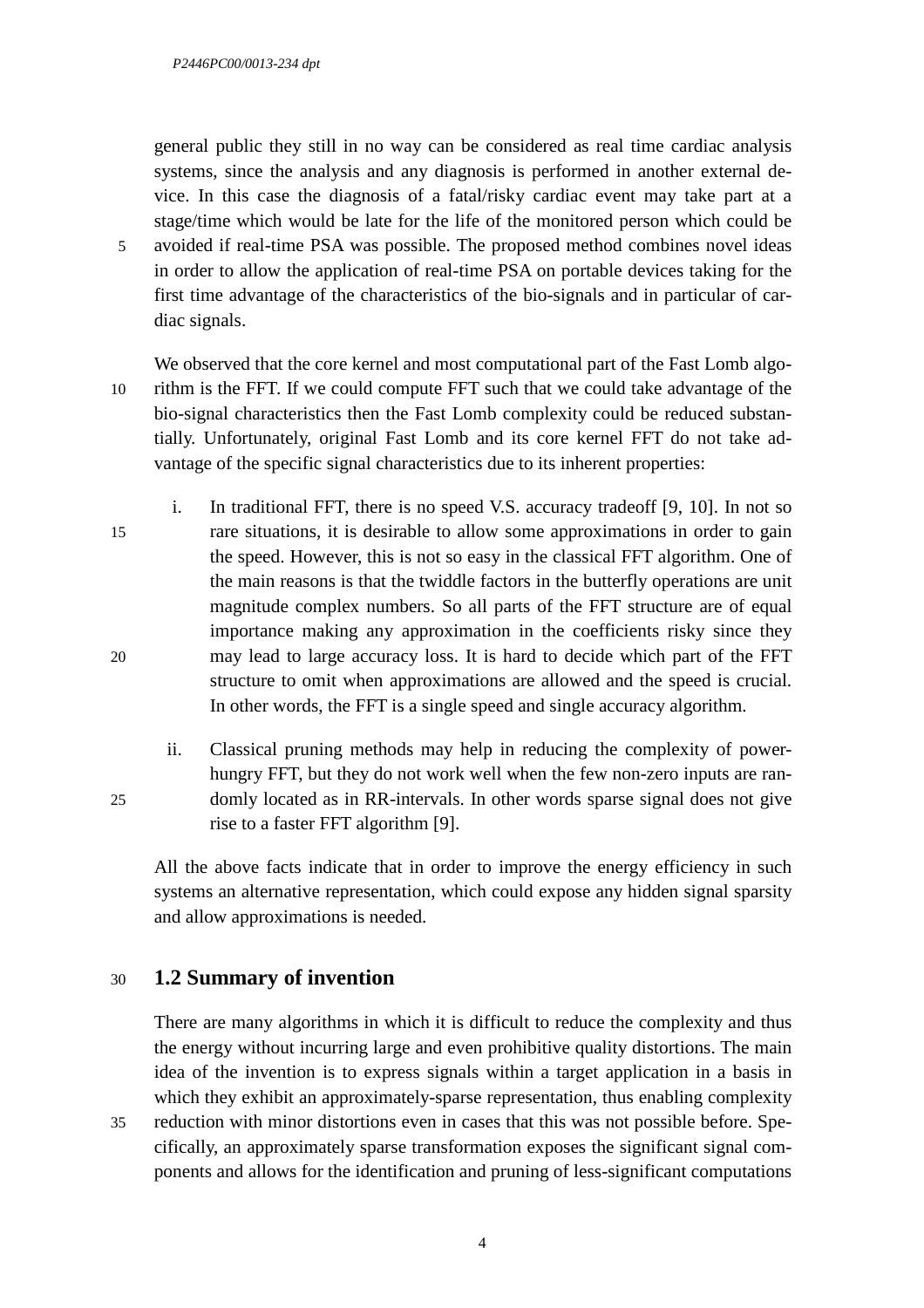general public they still in no way can be considered as real time cardiac analysis systems, since the analysis and any diagnosis is performed in another external device. In this case the diagnosis of a fatal/risky cardiac event may take part at a stage/time which would be late for the life of the monitored person which could be avoided if real-time PSA was possible. The proposed method combines novel ideas in order to allow the application of real-time PSA on portable devices taking for the first time advantage of the characteristics of the bio-signals and in particular of cardiac signals.

We observed that the core kernel and most computational part of the Fast Lomb algorithm is the FFT. If we could compute FFT such that we could take advantage of the bio-signal characteristics then the Fast Lomb complexity could be reduced substantially. Unfortunately, original Fast Lomb and its core kernel FFT do not take advantage of the specific signal characteristics due to its inherent properties:

i. In traditional FFT, there is no speed V.S. accuracy tradeoff [9, 10]. In not so rare situations, it is desirable to allow some approximations in order to gain the speed. However, this is not so easy in the classical FFT algorithm. One of the main reasons is that the twiddle factors in the butterfly operations are unit magnitude complex numbers. So all parts of the FFT structure are of equal importance making any approximation in the coefficients risky since they may lead to large accuracy loss. It is hard to decide which part of the FFT structure to omit when approximations are allowed and the speed is crucial. In other words, the FFT is a single speed and single accuracy algorithm.

ii. Classical pruning methods may help in reducing the complexity of power-hungry FFT, but they do not work well when the few non-zero inputs are randomly located as in RR-intervals. In other words sparse signal does not give rise to a faster FFT algorithm [9].

All the above facts indicate that in order to improve the energy efficiency in such systems an alternative representation, which could expose any hidden signal sparsity and allow approximations is needed.

## 1.2 Summary of invention

There are many algorithms in which it is difficult to reduce the complexity and thus the energy without incurring large and even prohibitive quality distortions. The main idea of the invention is to express signals within a target application in a basis in which they exhibit an approximately-sparse representation, thus enabling complexity reduction with minor distortions even in cases that this was not possible before. Specifically, an approximately sparse transformation exposes the significant signal components and allows for the identification and pruning of less-significant computations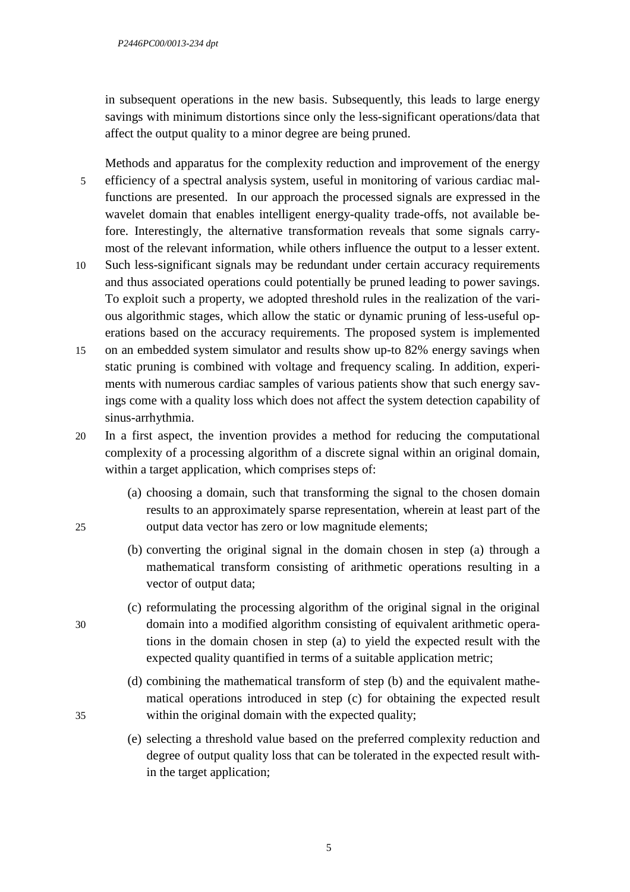in subsequent operations in the new basis. Subsequently, this leads to large energy savings with minimum distortions since only the less-significant operations/data that affect the output quality to a minor degree are being pruned.

Methods and apparatus for the complexity reduction and improvement of the energy efficiency of a spectral analysis system, useful in monitoring of various cardiac malfunctions are presented. In our approach the processed signals are expressed in the wavelet domain that enables intelligent energy-quality trade-offs, not available before. Interestingly, the alternative transformation reveals that some signals carry-most of the relevant information, while others influence the output to a lesser extent. Such less-significant signals may be redundant under certain accuracy requirements and thus associated operations could potentially be pruned leading to power savings. To exploit such a property, we adopted threshold rules in the realization of the various algorithmic stages, which allow the static or dynamic pruning of less-useful operations based on the accuracy requirements. The proposed system is implemented on an embedded system simulator and results show up-to 82% energy savings when static pruning is combined with voltage and frequency scaling. In addition, experiments with numerous cardiac samples of various patients show that such energy savings come with a quality loss which does not affect the system detection capability of sinus-arrhythmia.

In a first aspect, the invention provides a method for reducing the computational complexity of a processing algorithm of a discrete signal within an original domain, within a target application, which comprises steps of:

(a) choosing a domain, such that transforming the signal to the chosen domain results to an approximately sparse representation, wherein at least part of the output data vector has zero or low magnitude elements;

(b) converting the original signal in the domain chosen in step (a) through a mathematical transform consisting of arithmetic operations resulting in a vector of output data;

(c) reformulating the processing algorithm of the original signal in the original domain into a modified algorithm consisting of equivalent arithmetic operations in the domain chosen in step (a) to yield the expected result with the expected quality quantified in terms of a suitable application metric;

(d) combining the mathematical transform of step (b) and the equivalent mathematical operations introduced in step (c) for obtaining the expected result within the original domain with the expected quality;

(e) selecting a threshold value based on the preferred complexity reduction and degree of output quality loss that can be tolerated in the expected result within the target application;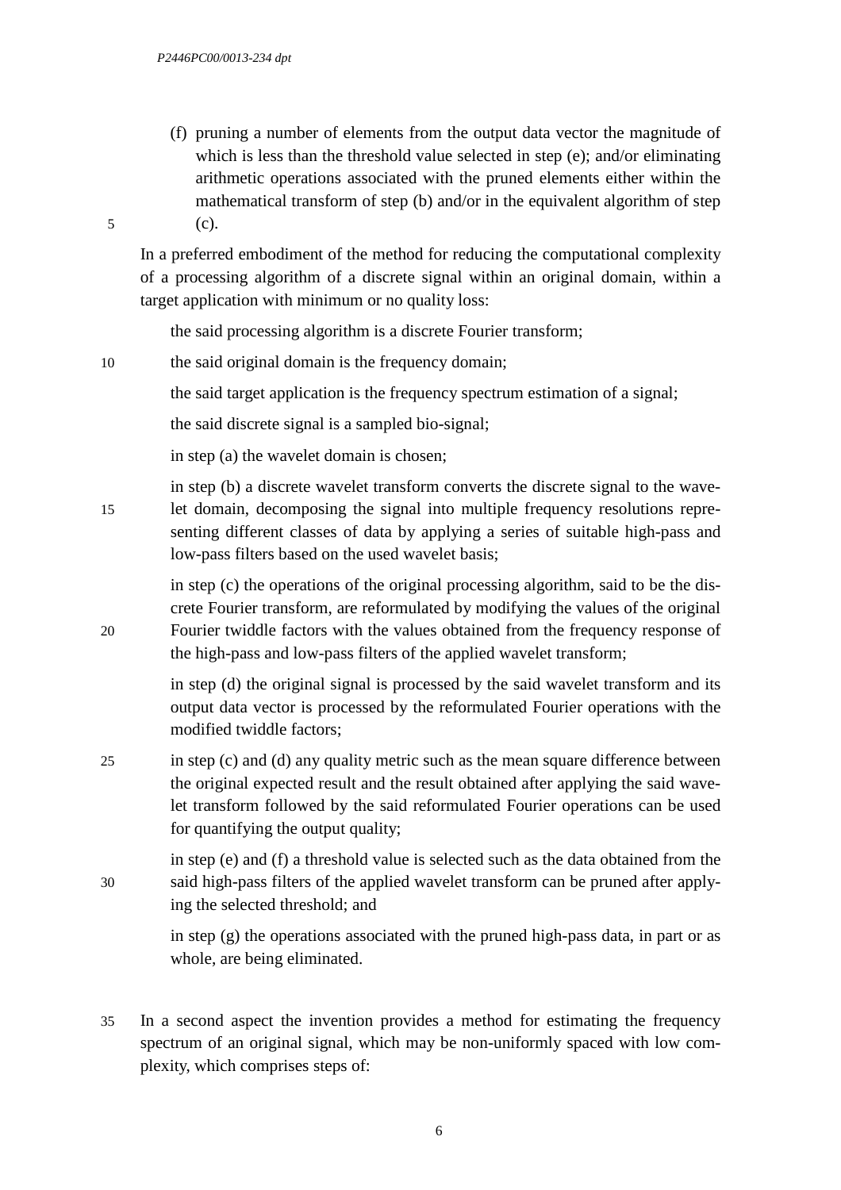(f) pruning a number of elements from the output data vector the magnitude of which is less than the threshold value selected in step (e); and/or eliminating arithmetic operations associated with the pruned elements either within the mathematical transform of step (b) and/or in the equivalent algorithm of step (c).

In a preferred embodiment of the method for reducing the computational complexity of a processing algorithm of a discrete signal within an original domain, within a target application with minimum or no quality loss:

the said processing algorithm is a discrete Fourier transform;

the said original domain is the frequency domain;

the said target application is the frequency spectrum estimation of a signal;

the said discrete signal is a sampled bio-signal;

in step (a) the wavelet domain is chosen;

in step (b) a discrete wavelet transform converts the discrete signal to the wavelet domain, decomposing the signal into multiple frequency resolutions representing different classes of data by applying a series of suitable high-pass and low-pass filters based on the used wavelet basis;

in step (c) the operations of the original processing algorithm, said to be the discrete Fourier transform, are reformulated by modifying the values of the original Fourier twiddle factors with the values obtained from the frequency response of the high-pass and low-pass filters of the applied wavelet transform;

in step (d) the original signal is processed by the said wavelet transform and its output data vector is processed by the reformulated Fourier operations with the modified twiddle factors;

in step (c) and (d) any quality metric such as the mean square difference between the original expected result and the result obtained after applying the said wavelet transform followed by the said reformulated Fourier operations can be used for quantifying the output quality;

in step (e) and (f) a threshold value is selected such as the data obtained from the said high-pass filters of the applied wavelet transform can be pruned after applying the selected threshold; and

in step (g) the operations associated with the pruned high-pass data, in part or as whole, are being eliminated.

In a second aspect the invention provides a method for estimating the frequency spectrum of an original signal, which may be non-uniformly spaced with low complexity, which comprises steps of: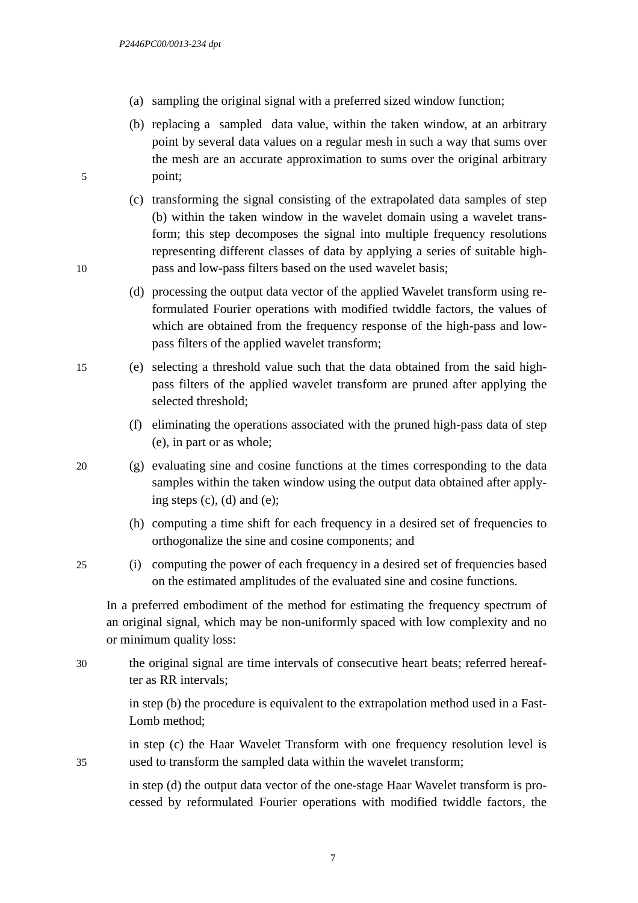(a) sampling the original signal with a preferred sized window function;

(b) replacing a sampled data value, within the taken window, at an arbitrary point by several data values on a regular mesh in such a way that sums over the mesh are an accurate approximation to sums over the original arbitrary point;

(c) transforming the signal consisting of the extrapolated data samples of step (b) within the taken window in the wavelet domain using a wavelet transform; this step decomposes the signal into multiple frequency resolutions representing different classes of data by applying a series of suitable high-pass and low-pass filters based on the used wavelet basis;

(d) processing the output data vector of the applied Wavelet transform using reformulated Fourier operations with modified twiddle factors, the values of which are obtained from the frequency response of the high-pass and low-pass filters of the applied wavelet transform;

(e) selecting a threshold value such that the data obtained from the said high-pass filters of the applied wavelet transform are pruned after applying the selected threshold;

(f) eliminating the operations associated with the pruned high-pass data of step (e), in part or as whole;

(g) evaluating sine and cosine functions at the times corresponding to the data samples within the taken window using the output data obtained after applying steps (c), (d) and (e);

(h) computing a time shift for each frequency in a desired set of frequencies to orthogonalize the sine and cosine components; and

(i) computing the power of each frequency in a desired set of frequencies based on the estimated amplitudes of the evaluated sine and cosine functions.

In a preferred embodiment of the method for estimating the frequency spectrum of an original signal, which may be non-uniformly spaced with low complexity and no or minimum quality loss:

the original signal are time intervals of consecutive heart beats; referred hereafter as RR intervals;

in step (b) the procedure is equivalent to the extrapolation method used in a Fast-Lomb method;

in step (c) the Haar Wavelet Transform with one frequency resolution level is used to transform the sampled data within the wavelet transform;

in step (d) the output data vector of the one-stage Haar Wavelet transform is processed by reformulated Fourier operations with modified twiddle factors, the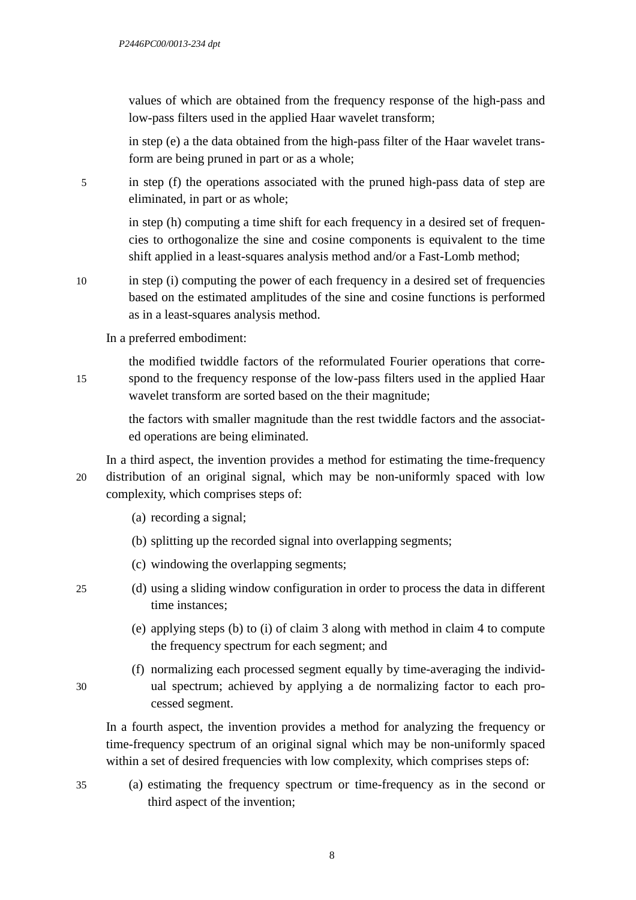values of which are obtained from the frequency response of the high-pass and low-pass filters used in the applied Haar wavelet transform;

in step (e) a the data obtained from the high-pass filter of the Haar wavelet transform are being pruned in part or as a whole;

in step (f) the operations associated with the pruned high-pass data of step are eliminated, in part or as whole;

in step (h) computing a time shift for each frequency in a desired set of frequencies to orthogonalize the sine and cosine components is equivalent to the time shift applied in a least-squares analysis method and/or a Fast-Lomb method;

in step (i) computing the power of each frequency in a desired set of frequencies based on the estimated amplitudes of the sine and cosine functions is performed as in a least-squares analysis method.

In a preferred embodiment:

the modified twiddle factors of the reformulated Fourier operations that correspond to the frequency response of the low-pass filters used in the applied Haar wavelet transform are sorted based on the their magnitude;

the factors with smaller magnitude than the rest twiddle factors and the associated operations are being eliminated.

In a third aspect, the invention provides a method for estimating the time-frequency distribution of an original signal, which may be non-uniformly spaced with low complexity, which comprises steps of:

(a) recording a signal;

(b) splitting up the recorded signal into overlapping segments;

(c) windowing the overlapping segments;

(d) using a sliding window configuration in order to process the data in different time instances;

(e) applying steps (b) to (i) of claim 3 along with method in claim 4 to compute the frequency spectrum for each segment; and

(f) normalizing each processed segment equally by time-averaging the individual spectrum; achieved by applying a de normalizing factor to each processed segment.

In a fourth aspect, the invention provides a method for analyzing the frequency or time-frequency spectrum of an original signal which may be non-uniformly spaced within a set of desired frequencies with low complexity, which comprises steps of:

(a) estimating the frequency spectrum or time-frequency as in the second or third aspect of the invention;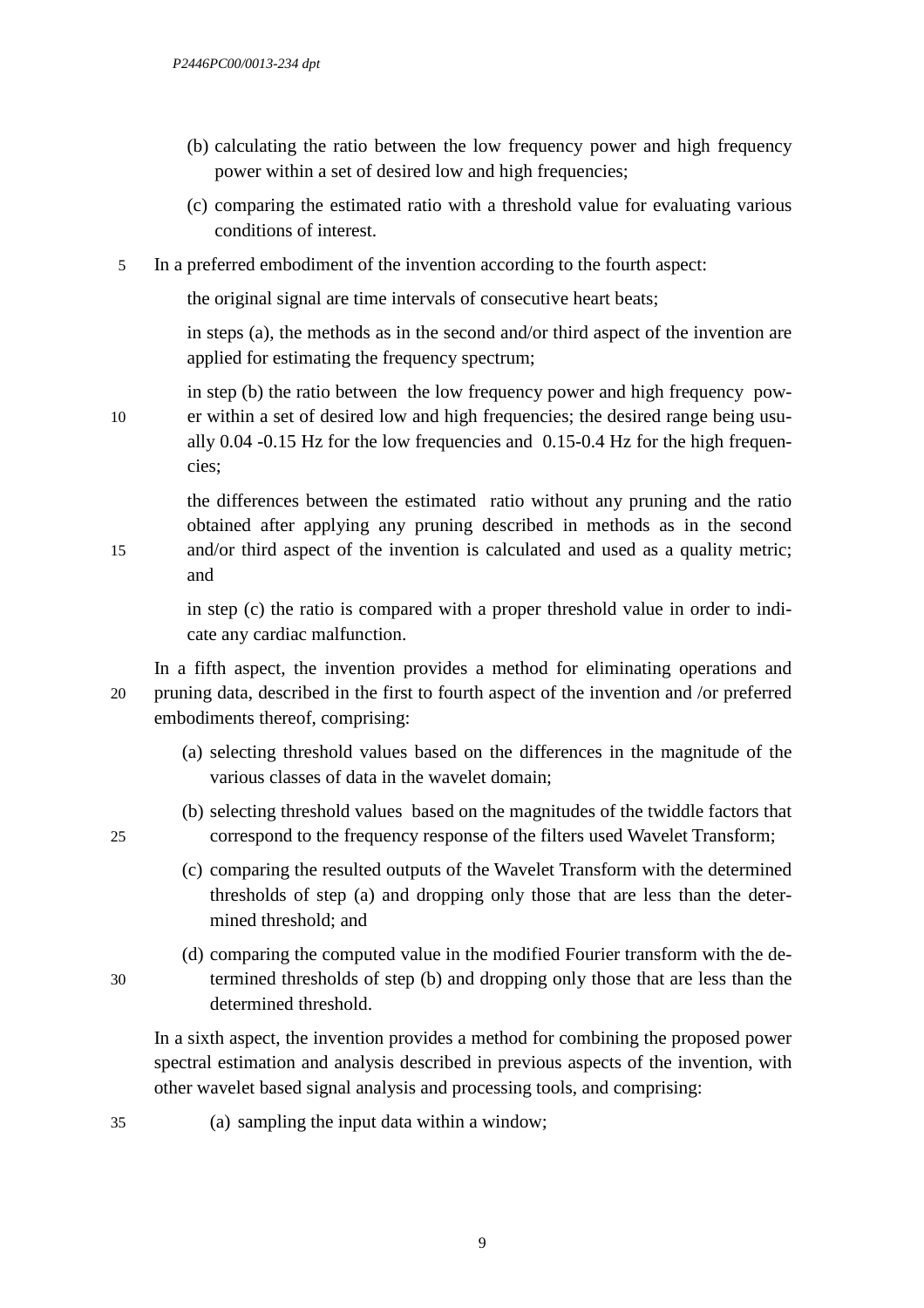(b) calculating the ratio between the low frequency power and high frequency power within a set of desired low and high frequencies;

(c) comparing the estimated ratio with a threshold value for evaluating various conditions of interest.

In a preferred embodiment of the invention according to the fourth aspect:

the original signal are time intervals of consecutive heart beats;

in steps (a), the methods as in the second and/or third aspect of the invention are applied for estimating the frequency spectrum;

in step (b) the ratio between the low frequency power and high frequency power within a set of desired low and high frequencies; the desired range being usually 0.04 -0.15 Hz for the low frequencies and 0.15-0.4 Hz for the high frequencies;

the differences between the estimated ratio without any pruning and the ratio obtained after applying any pruning described in methods as in the second and/or third aspect of the invention is calculated and used as a quality metric; and

in step (c) the ratio is compared with a proper threshold value in order to indicate any cardiac malfunction.

In a fifth aspect, the invention provides a method for eliminating operations and pruning data, described in the first to fourth aspect of the invention and /or preferred embodiments thereof, comprising:

(a) selecting threshold values based on the differences in the magnitude of the various classes of data in the wavelet domain;

(b) selecting threshold values based on the magnitudes of the twiddle factors that correspond to the frequency response of the filters used Wavelet Transform;

(c) comparing the resulted outputs of the Wavelet Transform with the determined thresholds of step (a) and dropping only those that are less than the determined threshold; and

(d) comparing the computed value in the modified Fourier transform with the determined thresholds of step (b) and dropping only those that are less than the determined threshold.

In a sixth aspect, the invention provides a method for combining the proposed power spectral estimation and analysis described in previous aspects of the invention, with other wavelet based signal analysis and processing tools, and comprising:

(a) sampling the input data within a window;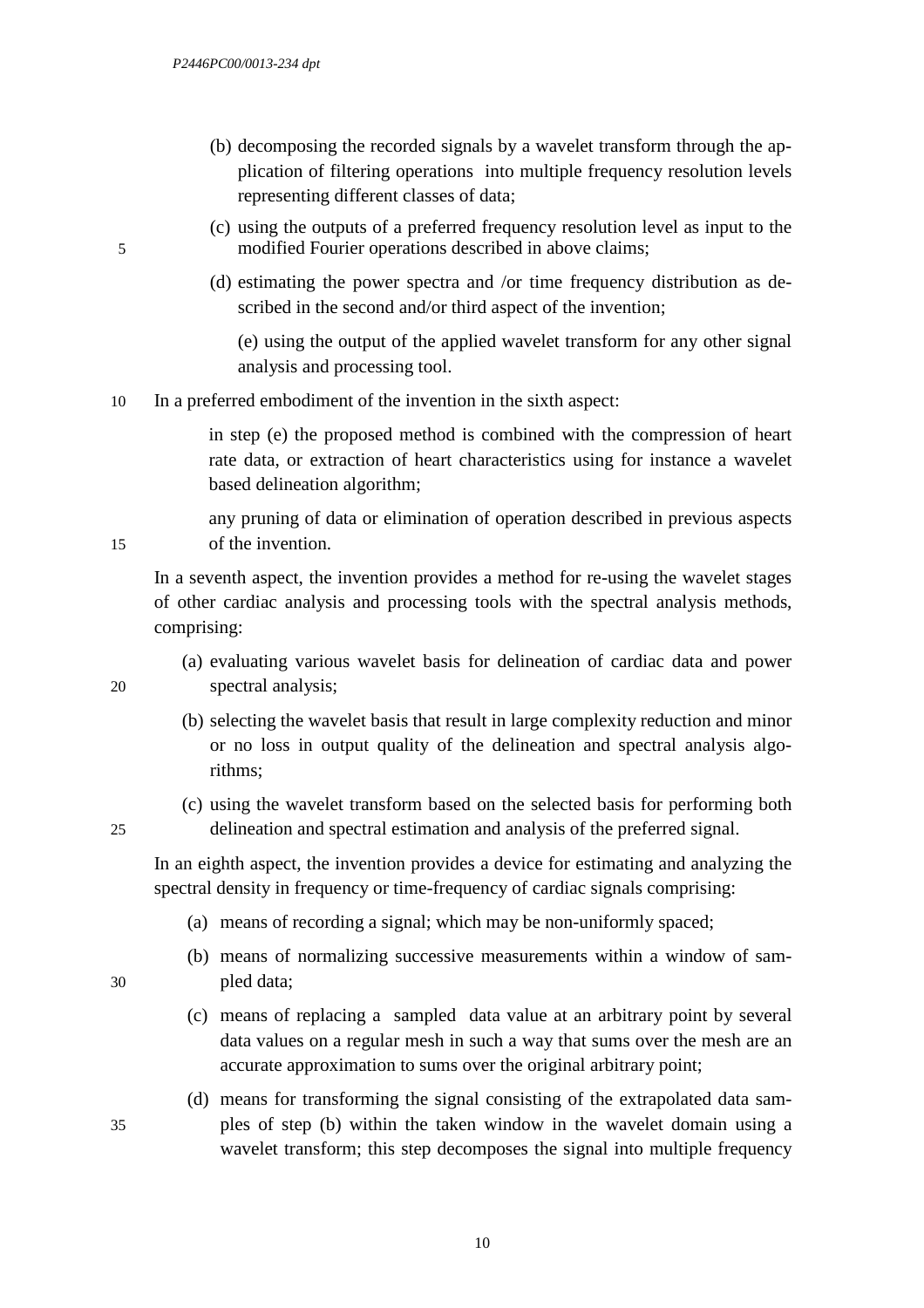(b) decomposing the recorded signals by a wavelet transform through the application of filtering operations into multiple frequency resolution levels representing different classes of data;

(c) using the outputs of a preferred frequency resolution level as input to the modified Fourier operations described in above claims;

(d) estimating the power spectra and /or time frequency distribution as described in the second and/or third aspect of the invention;

(e) using the output of the applied wavelet transform for any other signal analysis and processing tool.

In a preferred embodiment of the invention in the sixth aspect:

in step (e) the proposed method is combined with the compression of heart rate data, or extraction of heart characteristics using for instance a wavelet based delineation algorithm;

any pruning of data or elimination of operation described in previous aspects of the invention.

In a seventh aspect, the invention provides a method for re-using the wavelet stages of other cardiac analysis and processing tools with the spectral analysis methods, comprising:

(a) evaluating various wavelet basis for delineation of cardiac data and power spectral analysis;

(b) selecting the wavelet basis that result in large complexity reduction and minor or no loss in output quality of the delineation and spectral analysis algorithms;

(c) using the wavelet transform based on the selected basis for performing both delineation and spectral estimation and analysis of the preferred signal.

In an eighth aspect, the invention provides a device for estimating and analyzing the spectral density in frequency or time-frequency of cardiac signals comprising:

(a) means of recording a signal; which may be non-uniformly spaced;

(b) means of normalizing successive measurements within a window of sampled data;

(c) means of replacing a sampled data value at an arbitrary point by several data values on a regular mesh in such a way that sums over the mesh are an accurate approximation to sums over the original arbitrary point;

(d) means for transforming the signal consisting of the extrapolated data samples of step (b) within the taken window in the wavelet domain using a wavelet transform; this step decomposes the signal into multiple frequency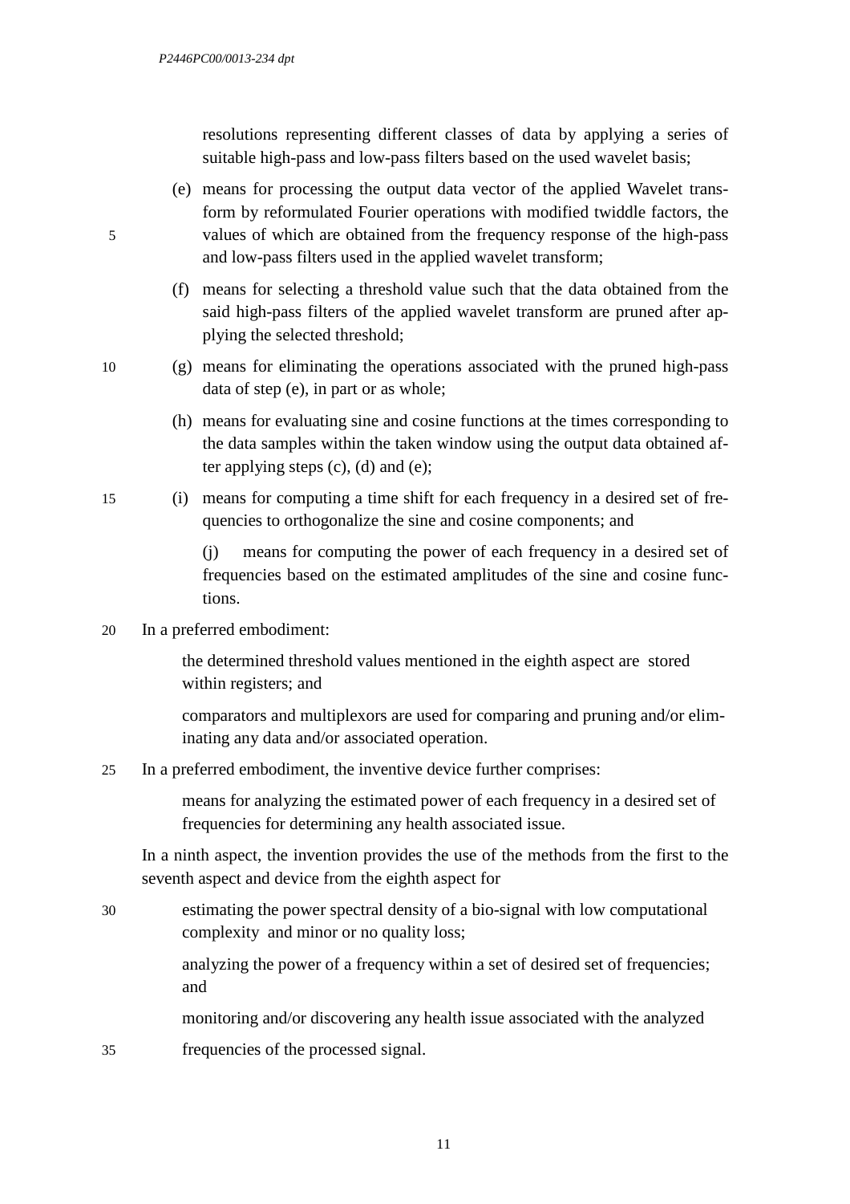resolutions representing different classes of data by applying a series of suitable high-pass and low-pass filters based on the used wavelet basis;

(e) means for processing the output data vector of the applied Wavelet transform by reformulated Fourier operations with modified twiddle factors, the values of which are obtained from the frequency response of the high-pass and low-pass filters used in the applied wavelet transform;

(f) means for selecting a threshold value such that the data obtained from the said high-pass filters of the applied wavelet transform are pruned after applying the selected threshold;

(g) means for eliminating the operations associated with the pruned high-pass data of step (e), in part or as whole;

(h) means for evaluating sine and cosine functions at the times corresponding to the data samples within the taken window using the output data obtained after applying steps (c), (d) and (e);

(i) means for computing a time shift for each frequency in a desired set of frequencies to orthogonalize the sine and cosine components; and

(j) means for computing the power of each frequency in a desired set of frequencies based on the estimated amplitudes of the sine and cosine functions.

In a preferred embodiment:

the determined threshold values mentioned in the eighth aspect are stored within registers; and

comparators and multiplexors are used for comparing and pruning and/or eliminating any data and/or associated operation.

In a preferred embodiment, the inventive device further comprises:

means for analyzing the estimated power of each frequency in a desired set of frequencies for determining any health associated issue.

In a ninth aspect, the invention provides the use of the methods from the first to the seventh aspect and device from the eighth aspect for

estimating the power spectral density of a bio-signal with low computational complexity and minor or no quality loss;

analyzing the power of a frequency within a set of desired set of frequencies; and

monitoring and/or discovering any health issue associated with the analyzed frequencies of the processed signal.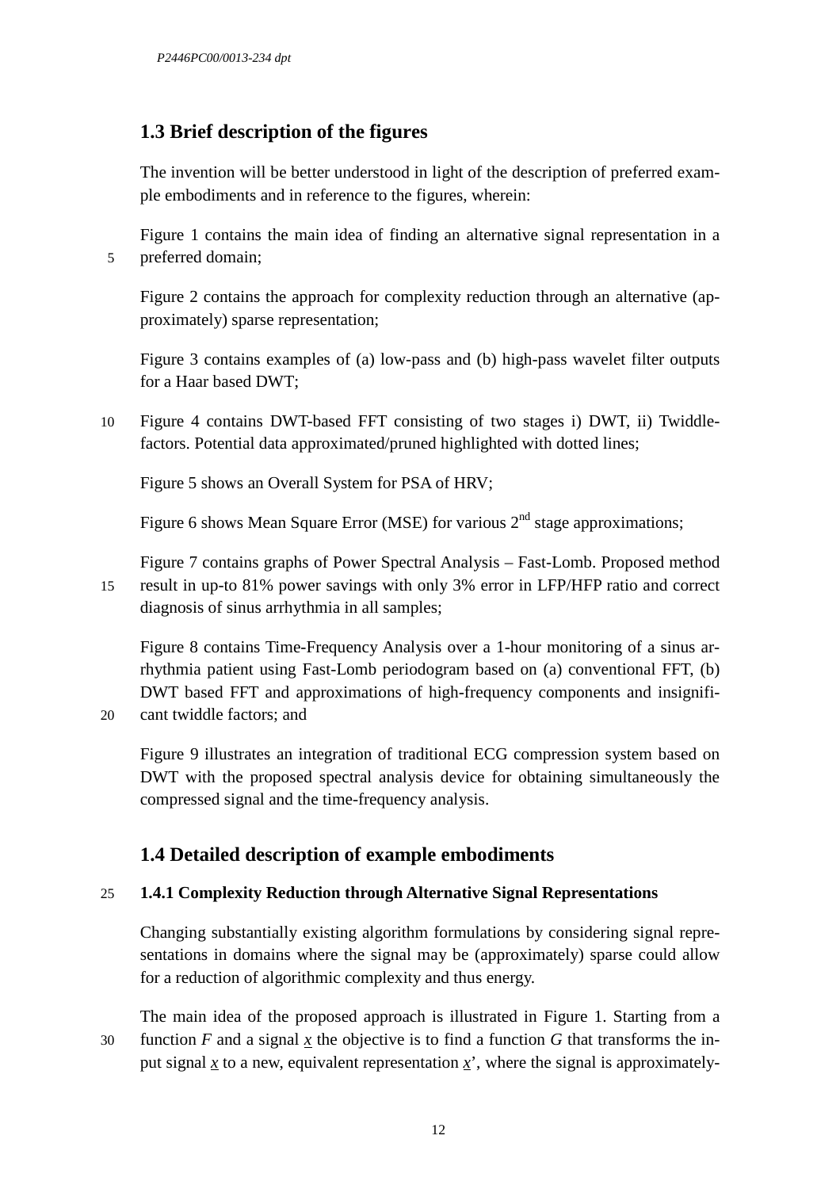## 1.3 Brief description of the figures

The invention will be better understood in light of the description of preferred example embodiments and in reference to the figures, wherein:

Figure 1 contains the main idea of finding an alternative signal representation in a preferred domain;

Figure 2 contains the approach for complexity reduction through an alternative (approximately) sparse representation;

Figure 3 contains examples of (a) low-pass and (b) high-pass wavelet filter outputs for a Haar based DWT;

Figure 4 contains DWT-based FFT consisting of two stages i) DWT, ii) Twiddle-factors. Potential data approximated/pruned highlighted with dotted lines;

Figure 5 shows an Overall System for PSA of HRV;

Figure 6 shows Mean Square Error (MSE) for various $2^{nd}$ stage approximations;

Figure 7 contains graphs of Power Spectral Analysis – Fast-Lomb. Proposed method result in up-to 81% power savings with only 3% error in LFP/HFP ratio and correct diagnosis of sinus arrhythmia in all samples;

Figure 8 contains Time-Frequency Analysis over a 1-hour monitoring of a sinus arrhythmia patient using Fast-Lomb periodogram based on (a) conventional FFT, (b) DWT based FFT and approximations of high-frequency components and insignificant twiddle factors; and

Figure 9 illustrates an integration of traditional ECG compression system based on DWT with the proposed spectral analysis device for obtaining simultaneously the compressed signal and the time-frequency analysis.

## 1.4 Detailed description of example embodiments

### 1.4.1 Complexity Reduction through Alternative Signal Representations

Changing substantially existing algorithm formulations by considering signal representations in domains where the signal may be (approximately) sparse could allow for a reduction of algorithmic complexity and thus energy.

The main idea of the proposed approach is illustrated in Figure 1. Starting from a function $F$ and a signal $\underline{x}$ the objective is to find a function $G$ that transforms the input signal $\underline{x}$ to a new, equivalent representation $\underline{x}'$, where the signal is approximately-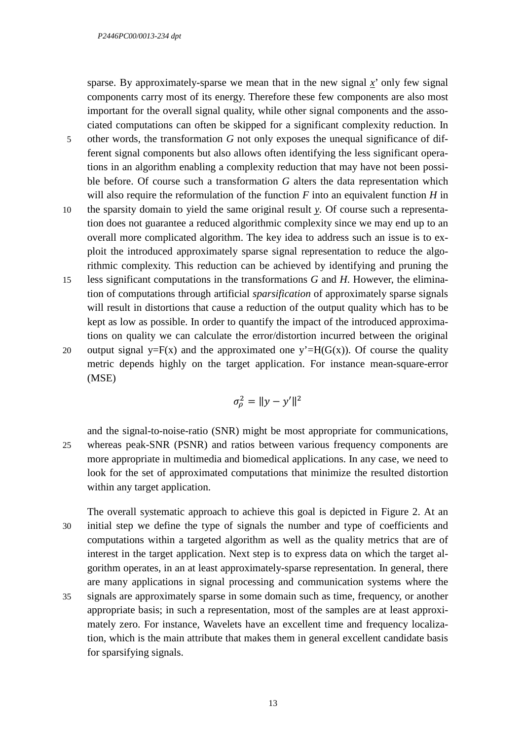sparse. By approximately-sparse we mean that in the new signal $\underline{x}$' only few signal components carry most of its energy. Therefore these few components are also most important for the overall signal quality, while other signal components and the associated computations can often be skipped for a significant complexity reduction. In other words, the transformation *G* not only exposes the unequal significance of different signal components but also allows often identifying the less significant operations in an algorithm enabling a complexity reduction that may have not been possible before. Of course such a transformation *G* alters the data representation which will also require the reformulation of the function *F* into an equivalent function *H* in the sparsity domain to yield the same original result $\underline{y}$. Of course such a representation does not guarantee a reduced algorithmic complexity since we may end up to an overall more complicated algorithm. The key idea to address such an issue is to exploit the introduced approximately sparse signal representation to reduce the algorithmic complexity. This reduction can be achieved by identifying and pruning the less significant computations in the transformations *G* and *H*. However, the elimination of computations through artificial *sparsification* of approximately sparse signals will result in distortions that cause a reduction of the output quality which has to be kept as low as possible. In order to quantify the impact of the introduced approximations on quality we can calculate the error/distortion incurred between the original output signal y=F(x) and the approximated one y'=H(G(x)). Of course the quality metric depends highly on the target application. For instance mean-square-error (MSE)

$$\sigma_\rho^2 = \|y - y'\|^2$$

and the signal-to-noise-ratio (SNR) might be most appropriate for communications, whereas peak-SNR (PSNR) and ratios between various frequency components are more appropriate in multimedia and biomedical applications. In any case, we need to look for the set of approximated computations that minimize the resulted distortion within any target application.

The overall systematic approach to achieve this goal is depicted in Figure 2. At an initial step we define the type of signals the number and type of coefficients and computations within a targeted algorithm as well as the quality metrics that are of interest in the target application. Next step is to express data on which the target algorithm operates, in an at least approximately-sparse representation. In general, there are many applications in signal processing and communication systems where the signals are approximately sparse in some domain such as time, frequency, or another appropriate basis; in such a representation, most of the samples are at least approximately zero. For instance, Wavelets have an excellent time and frequency localization, which is the main attribute that makes them in general excellent candidate basis for sparsifying signals.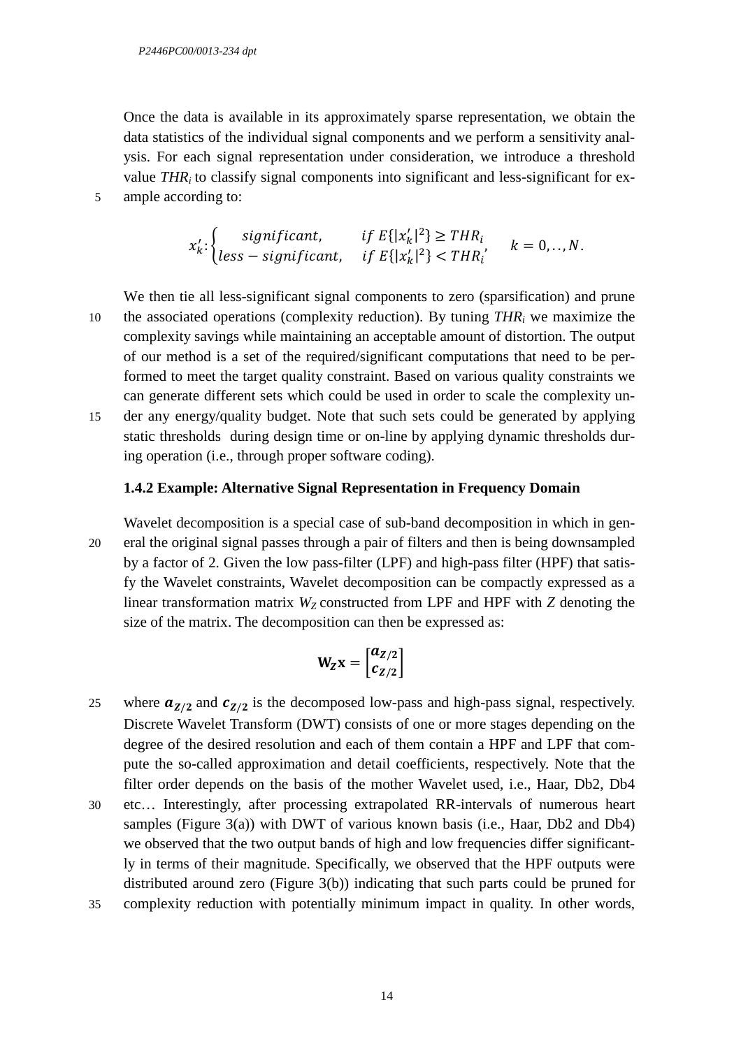Once the data is available in its approximately sparse representation, we obtain the data statistics of the individual signal components and we perform a sensitivity analysis. For each signal representation under consideration, we introduce a threshold value $THR_i$ to classify signal components into significant and less-significant for example according to:

$$x'_k : \begin{cases} significant, & if\ E\{|x'_k|^2\} \geq THR_i \\ less-significant, & if\ E\{|x'_k|^2\} < THR_i \end{cases}, \quad k = 0,..,N.$$

We then tie all less-significant signal components to zero (sparsification) and prune the associated operations (complexity reduction). By tuning $THR_i$ we maximize the complexity savings while maintaining an acceptable amount of distortion. The output of our method is a set of the required/significant computations that need to be performed to meet the target quality constraint. Based on various quality constraints we can generate different sets which could be used in order to scale the complexity under any energy/quality budget. Note that such sets could be generated by applying static thresholds during design time or on-line by applying dynamic thresholds during operation (i.e., through proper software coding).

### 1.4.2 Example: Alternative Signal Representation in Frequency Domain

Wavelet decomposition is a special case of sub-band decomposition in which in general the original signal passes through a pair of filters and then is being downsampled by a factor of 2. Given the low pass-filter (LPF) and high-pass filter (HPF) that satisfy the Wavelet constraints, Wavelet decomposition can be compactly expressed as a linear transformation matrix $W_Z$ constructed from LPF and HPF with $Z$ denoting the size of the matrix. The decomposition can then be expressed as:

$$\mathbf{W_Z x} = \begin{bmatrix} \boldsymbol{a_{Z/2}} \\ \boldsymbol{c_{Z/2}} \end{bmatrix}$$

where $\boldsymbol{a_{Z/2}}$ and $\boldsymbol{c_{Z/2}}$ is the decomposed low-pass and high-pass signal, respectively. Discrete Wavelet Transform (DWT) consists of one or more stages depending on the degree of the desired resolution and each of them contain a HPF and LPF that compute the so-called approximation and detail coefficients, respectively. Note that the filter order depends on the basis of the mother Wavelet used, i.e., Haar, Db2, Db4 etc… Interestingly, after processing extrapolated RR-intervals of numerous heart samples (Figure 3(a)) with DWT of various known basis (i.e., Haar, Db2 and Db4) we observed that the two output bands of high and low frequencies differ significantly in terms of their magnitude. Specifically, we observed that the HPF outputs were distributed around zero (Figure 3(b)) indicating that such parts could be pruned for complexity reduction with potentially minimum impact in quality. In other words,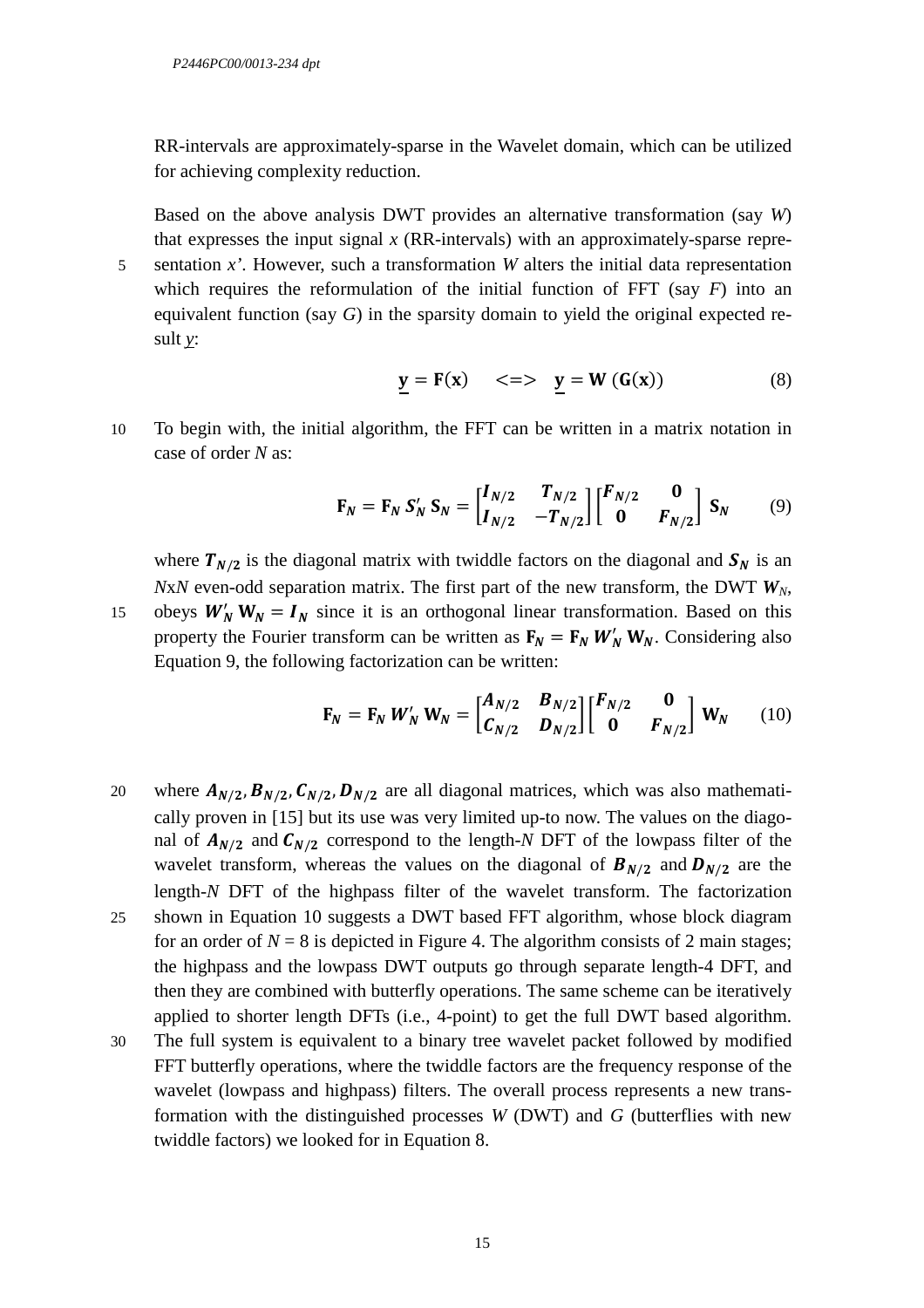RR-intervals are approximately-sparse in the Wavelet domain, which can be utilized for achieving complexity reduction.

Based on the above analysis DWT provides an alternative transformation (say $W$) that expresses the input signal $x$ (RR-intervals) with an approximately-sparse representation $x'$. However, such a transformation $W$ alters the initial data representation which requires the reformulation of the initial function of FFT (say $F$) into an equivalent function (say $G$) in the sparsity domain to yield the original expected result $\underline{y}$:

$$\underline{\mathbf{y}} = \mathbf{F}(\mathbf{x}) \quad <=> \quad \underline{\mathbf{y}} = \mathbf{W}\,(\mathbf{G}(\mathbf{x})) \tag{8}$$

To begin with, the initial algorithm, the FFT can be written in a matrix notation in case of order $N$ as:

$$\mathbf{F}_{N} = \mathbf{F}_{N}\, \boldsymbol{S}'_{N}\, \mathbf{S}_{N} = \begin{bmatrix} \boldsymbol{I}_{N/2} & \boldsymbol{T}_{N/2} \\ \boldsymbol{I}_{N/2} & -\boldsymbol{T}_{N/2} \end{bmatrix} \begin{bmatrix} \boldsymbol{F}_{N/2} & \mathbf{0} \\ \mathbf{0} & \boldsymbol{F}_{N/2} \end{bmatrix} \mathbf{S}_{N} \tag{9}$$

where $\boldsymbol{T}_{N/2}$ is the diagonal matrix with twiddle factors on the diagonal and $\boldsymbol{S}_{N}$ is an $N$x$N$ even-odd separation matrix. The first part of the new transform, the DWT $\boldsymbol{W}_{N}$, obeys $\boldsymbol{W}'_{N}\, \mathbf{W}_{N} = \boldsymbol{I}_{N}$ since it is an orthogonal linear transformation. Based on this property the Fourier transform can be written as $\mathbf{F}_{N} = \mathbf{F}_{N}\, \boldsymbol{W}'_{N}\, \mathbf{W}_{N}$. Considering also Equation 9, the following factorization can be written:

$$\mathbf{F}_{N} = \mathbf{F}_{N}\, \boldsymbol{W}'_{N}\, \mathbf{W}_{N} = \begin{bmatrix} \boldsymbol{A}_{N/2} & \boldsymbol{B}_{N/2} \\ \boldsymbol{C}_{N/2} & \boldsymbol{D}_{N/2} \end{bmatrix} \begin{bmatrix} \boldsymbol{F}_{N/2} & \mathbf{0} \\ \mathbf{0} & \boldsymbol{F}_{N/2} \end{bmatrix} \mathbf{W}_{N} \tag{10}$$

where $\boldsymbol{A}_{N/2}, \boldsymbol{B}_{N/2}, \boldsymbol{C}_{N/2}, \boldsymbol{D}_{N/2}$ are all diagonal matrices, which was also mathematically proven in [15] but its use was very limited up-to now. The values on the diagonal of $\boldsymbol{A}_{N/2}$ and $\boldsymbol{C}_{N/2}$ correspond to the length-$N$ DFT of the lowpass filter of the wavelet transform, whereas the values on the diagonal of $\boldsymbol{B}_{N/2}$ and $\boldsymbol{D}_{N/2}$ are the length-$N$ DFT of the highpass filter of the wavelet transform. The factorization shown in Equation 10 suggests a DWT based FFT algorithm, whose block diagram for an order of $N = 8$ is depicted in Figure 4. The algorithm consists of 2 main stages; the highpass and the lowpass DWT outputs go through separate length-4 DFT, and then they are combined with butterfly operations. The same scheme can be iteratively applied to shorter length DFTs (i.e., 4-point) to get the full DWT based algorithm. The full system is equivalent to a binary tree wavelet packet followed by modified FFT butterfly operations, where the twiddle factors are the frequency response of the wavelet (lowpass and highpass) filters. The overall process represents a new transformation with the distinguished processes $W$ (DWT) and $G$ (butterflies with new twiddle factors) we looked for in Equation 8.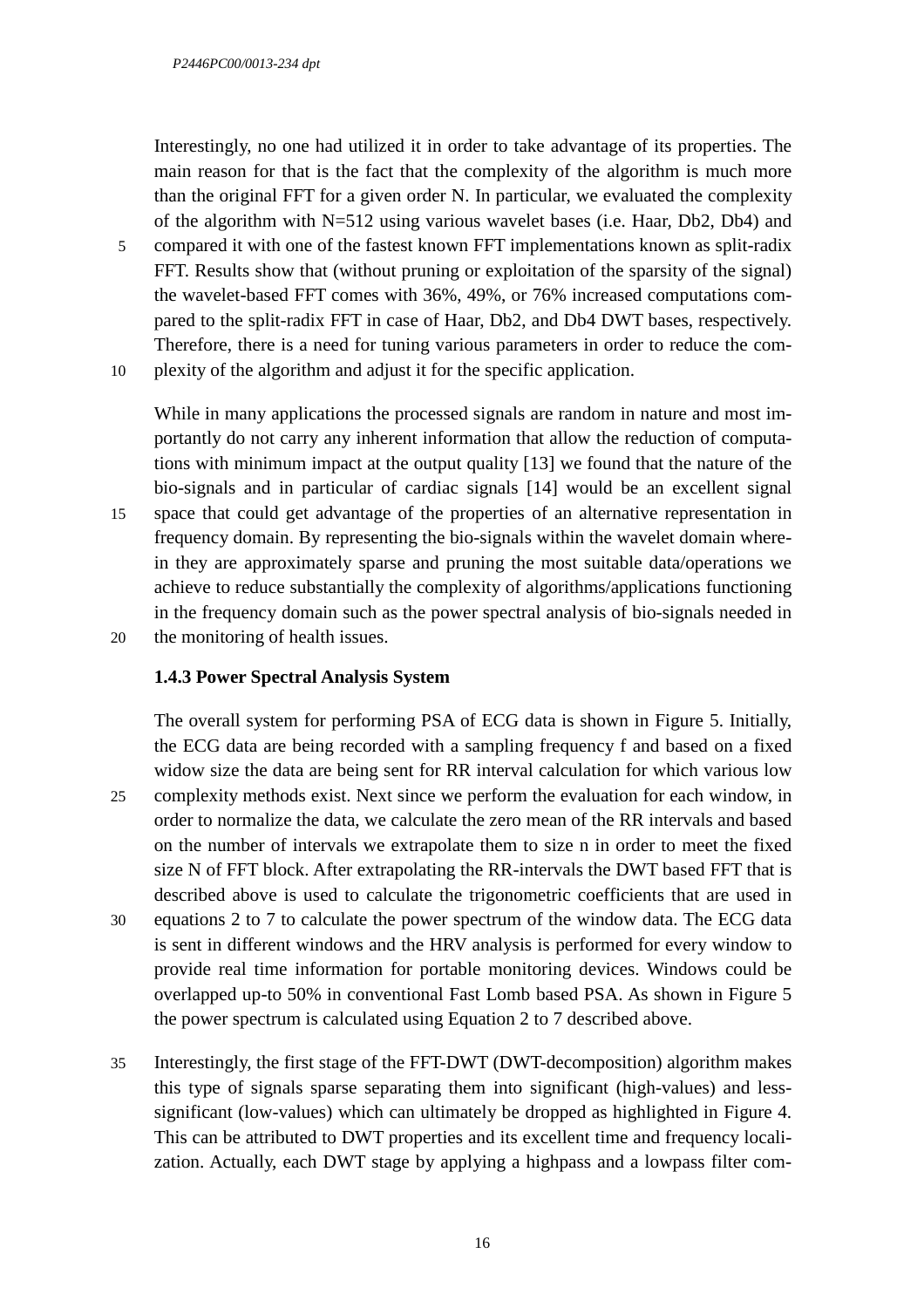Interestingly, no one had utilized it in order to take advantage of its properties. The main reason for that is the fact that the complexity of the algorithm is much more than the original FFT for a given order N. In particular, we evaluated the complexity of the algorithm with N=512 using various wavelet bases (i.e. Haar, Db2, Db4) and compared it with one of the fastest known FFT implementations known as split-radix FFT. Results show that (without pruning or exploitation of the sparsity of the signal) the wavelet-based FFT comes with 36%, 49%, or 76% increased computations compared to the split-radix FFT in case of Haar, Db2, and Db4 DWT bases, respectively. Therefore, there is a need for tuning various parameters in order to reduce the complexity of the algorithm and adjust it for the specific application.

While in many applications the processed signals are random in nature and most importantly do not carry any inherent information that allow the reduction of computations with minimum impact at the output quality [13] we found that the nature of the bio-signals and in particular of cardiac signals [14] would be an excellent signal space that could get advantage of the properties of an alternative representation in frequency domain. By representing the bio-signals within the wavelet domain wherein they are approximately sparse and pruning the most suitable data/operations we achieve to reduce substantially the complexity of algorithms/applications functioning in the frequency domain such as the power spectral analysis of bio-signals needed in the monitoring of health issues.

### 1.4.3 Power Spectral Analysis System

The overall system for performing PSA of ECG data is shown in Figure 5. Initially, the ECG data are being recorded with a sampling frequency f and based on a fixed widow size the data are being sent for RR interval calculation for which various low complexity methods exist. Next since we perform the evaluation for each window, in order to normalize the data, we calculate the zero mean of the RR intervals and based on the number of intervals we extrapolate them to size n in order to meet the fixed size N of FFT block. After extrapolating the RR-intervals the DWT based FFT that is described above is used to calculate the trigonometric coefficients that are used in equations 2 to 7 to calculate the power spectrum of the window data. The ECG data is sent in different windows and the HRV analysis is performed for every window to provide real time information for portable monitoring devices. Windows could be overlapped up-to 50% in conventional Fast Lomb based PSA. As shown in Figure 5 the power spectrum is calculated using Equation 2 to 7 described above.

Interestingly, the first stage of the FFT-DWT (DWT-decomposition) algorithm makes this type of signals sparse separating them into significant (high-values) and less-significant (low-values) which can ultimately be dropped as highlighted in Figure 4. This can be attributed to DWT properties and its excellent time and frequency localization. Actually, each DWT stage by applying a highpass and a lowpass filter com-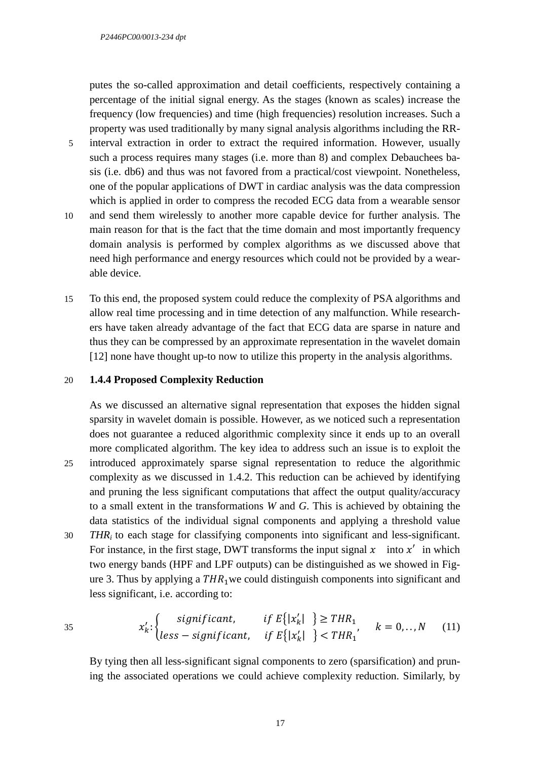putes the so-called approximation and detail coefficients, respectively containing a percentage of the initial signal energy. As the stages (known as scales) increase the frequency (low frequencies) and time (high frequencies) resolution increases. Such a property was used traditionally by many signal analysis algorithms including the RR-interval extraction in order to extract the required information. However, usually such a process requires many stages (i.e. more than 8) and complex Debauchees basis (i.e. db6) and thus was not favored from a practical/cost viewpoint. Nonetheless, one of the popular applications of DWT in cardiac analysis was the data compression which is applied in order to compress the recoded ECG data from a wearable sensor and send them wirelessly to another more capable device for further analysis. The main reason for that is the fact that the time domain and most importantly frequency domain analysis is performed by complex algorithms as we discussed above that need high performance and energy resources which could not be provided by a wearable device.

To this end, the proposed system could reduce the complexity of PSA algorithms and allow real time processing and in time detection of any malfunction. While researchers have taken already advantage of the fact that ECG data are sparse in nature and thus they can be compressed by an approximate representation in the wavelet domain [12] none have thought up-to now to utilize this property in the analysis algorithms.

### 1.4.4 Proposed Complexity Reduction

As we discussed an alternative signal representation that exposes the hidden signal sparsity in wavelet domain is possible. However, as we noticed such a representation does not guarantee a reduced algorithmic complexity since it ends up to an overall more complicated algorithm. The key idea to address such an issue is to exploit the introduced approximately sparse signal representation to reduce the algorithmic complexity as we discussed in 1.4.2. This reduction can be achieved by identifying and pruning the less significant computations that affect the output quality/accuracy to a small extent in the transformations *W* and *G*. This is achieved by obtaining the data statistics of the individual signal components and applying a threshold value $THR_i$ to each stage for classifying components into significant and less-significant. For instance, in the first stage, DWT transforms the input signal $x$ into $x'$ in which two energy bands (HPF and LPF outputs) can be distinguished as we showed in Figure 3. Thus by applying a $THR_1$ we could distinguish components into significant and less significant, i.e. according to:

$$x'_k: \begin{cases} significant, & if\ E\{|x'_k|\} \geq THR_1 \\ less-significant, & if\ E\{|x'_k|\} < THR_1 \end{cases}, \quad k = 0,..,N \qquad (11)$$

By tying then all less-significant signal components to zero (sparsification) and pruning the associated operations we could achieve complexity reduction. Similarly, by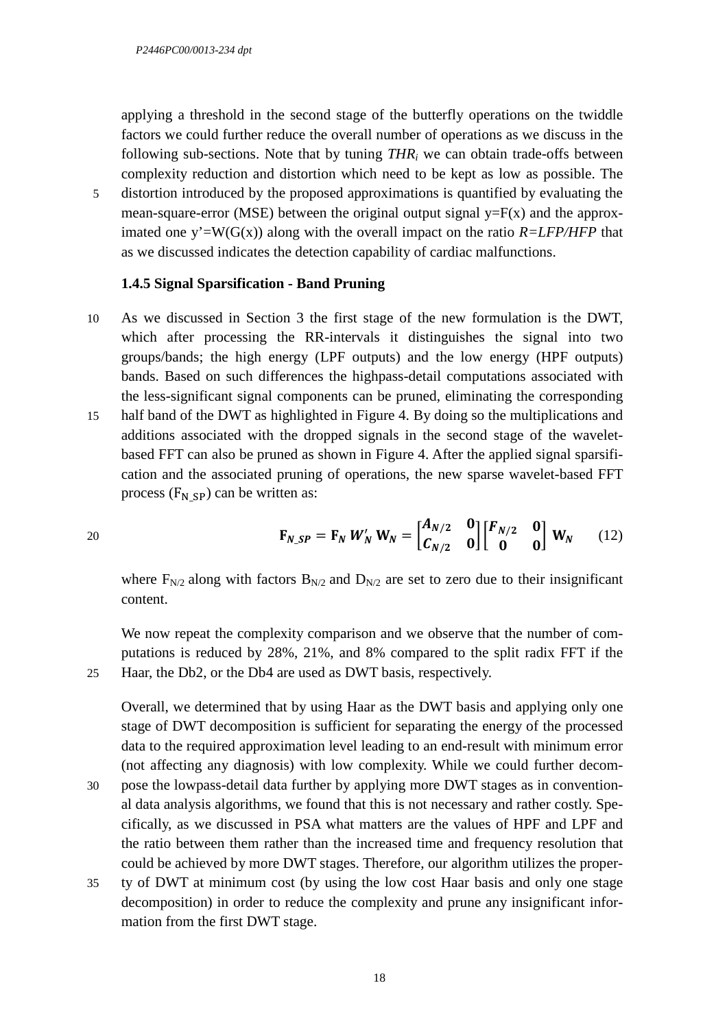applying a threshold in the second stage of the butterfly operations on the twiddle factors we could further reduce the overall number of operations as we discuss in the following sub-sections. Note that by tuning $THR_i$ we can obtain trade-offs between complexity reduction and distortion which need to be kept as low as possible. The distortion introduced by the proposed approximations is quantified by evaluating the mean-square-error (MSE) between the original output signal y=F(x) and the approximated one y'=W(G(x)) along with the overall impact on the ratio *R=LFP/HFP* that as we discussed indicates the detection capability of cardiac malfunctions.

### 1.4.5 Signal Sparsification - Band Pruning

As we discussed in Section 3 the first stage of the new formulation is the DWT, which after processing the RR-intervals it distinguishes the signal into two groups/bands; the high energy (LPF outputs) and the low energy (HPF outputs) bands. Based on such differences the highpass-detail computations associated with the less-significant signal components can be pruned, eliminating the corresponding half band of the DWT as highlighted in Figure 4. By doing so the multiplications and additions associated with the dropped signals in the second stage of the wavelet-based FFT can also be pruned as shown in Figure 4. After the applied signal sparsification and the associated pruning of operations, the new sparse wavelet-based FFT process ($F_{N\_SP}$) can be written as:

$$\mathbf{F}_{N\_SP} = \mathbf{F}_N \, W'_N \, \mathbf{W}_N = \begin{bmatrix} A_{N/2} & \mathbf{0} \\ C_{N/2} & \mathbf{0} \end{bmatrix} \begin{bmatrix} F_{N/2} & \mathbf{0} \\ \mathbf{0} & \mathbf{0} \end{bmatrix} \mathbf{W}_N \qquad (12)$$

where $F_{N/2}$ along with factors $B_{N/2}$ and $D_{N/2}$ are set to zero due to their insignificant content.

We now repeat the complexity comparison and we observe that the number of computations is reduced by 28%, 21%, and 8% compared to the split radix FFT if the Haar, the Db2, or the Db4 are used as DWT basis, respectively.

Overall, we determined that by using Haar as the DWT basis and applying only one stage of DWT decomposition is sufficient for separating the energy of the processed data to the required approximation level leading to an end-result with minimum error (not affecting any diagnosis) with low complexity. While we could further decompose the lowpass-detail data further by applying more DWT stages as in conventional data analysis algorithms, we found that this is not necessary and rather costly. Specifically, as we discussed in PSA what matters are the values of HPF and LPF and the ratio between them rather than the increased time and frequency resolution that could be achieved by more DWT stages. Therefore, our algorithm utilizes the property of DWT at minimum cost (by using the low cost Haar basis and only one stage decomposition) in order to reduce the complexity and prune any insignificant information from the first DWT stage.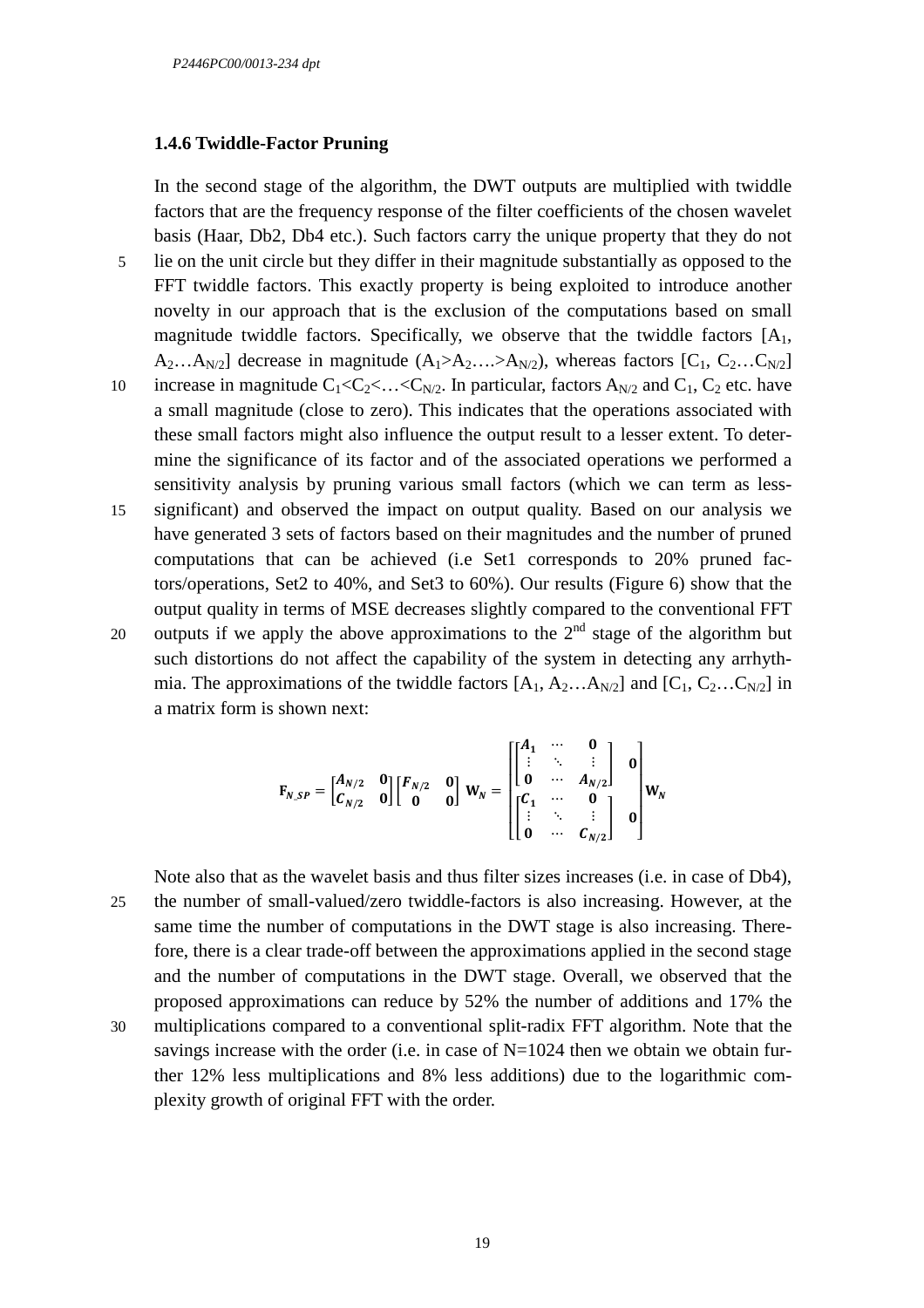### 1.4.6 Twiddle-Factor Pruning

In the second stage of the algorithm, the DWT outputs are multiplied with twiddle factors that are the frequency response of the filter coefficients of the chosen wavelet basis (Haar, Db2, Db4 etc.). Such factors carry the unique property that they do not lie on the unit circle but they differ in their magnitude substantially as opposed to the FFT twiddle factors. This exactly property is being exploited to introduce another novelty in our approach that is the exclusion of the computations based on small magnitude twiddle factors. Specifically, we observe that the twiddle factors [$A_1$, $A_2 \ldots A_{N/2}$] decrease in magnitude ($A_1 > A_2 \ldots . > A_{N/2}$), whereas factors [$C_1$, $C_2 \ldots C_{N/2}$] increase in magnitude $C_1 < C_2 < \ldots < C_{N/2}$. In particular, factors $A_{N/2}$ and $C_1$, $C_2$ etc. have a small magnitude (close to zero). This indicates that the operations associated with these small factors might also influence the output result to a lesser extent. To determine the significance of its factor and of the associated operations we performed a sensitivity analysis by pruning various small factors (which we can term as less-significant) and observed the impact on output quality. Based on our analysis we have generated 3 sets of factors based on their magnitudes and the number of pruned computations that can be achieved (i.e Set1 corresponds to 20% pruned factors/operations, Set2 to 40%, and Set3 to 60%). Our results (Figure 6) show that the output quality in terms of MSE decreases slightly compared to the conventional FFT outputs if we apply the above approximations to the 2nd stage of the algorithm but such distortions do not affect the capability of the system in detecting any arrhythmia. The approximations of the twiddle factors [$A_1$, $A_2 \ldots A_{N/2}$] and [$C_1$, $C_2 \ldots C_{N/2}$] in a matrix form is shown next:

$$\mathbf{F}_{N\_SP} = \begin{bmatrix} \boldsymbol{A}_{N/2} & \mathbf{0} \\ \boldsymbol{C}_{N/2} & \mathbf{0} \end{bmatrix} \begin{bmatrix} \boldsymbol{F}_{N/2} & \mathbf{0} \\ \mathbf{0} & \mathbf{0} \end{bmatrix} \mathbf{W}_N = \begin{bmatrix} \begin{bmatrix} \boldsymbol{A}_1 & \cdots & \mathbf{0} \\ \vdots & \ddots & \vdots \\ \mathbf{0} & \cdots & \boldsymbol{A}_{N/2} \end{bmatrix} & \mathbf{0} \\ \begin{bmatrix} \boldsymbol{C}_1 & \cdots & \mathbf{0} \\ \vdots & \ddots & \vdots \\ \mathbf{0} & \cdots & \boldsymbol{C}_{N/2} \end{bmatrix} & \mathbf{0} \end{bmatrix} \mathbf{W}_N$$

Note also that as the wavelet basis and thus filter sizes increases (i.e. in case of Db4), the number of small-valued/zero twiddle-factors is also increasing. However, at the same time the number of computations in the DWT stage is also increasing. Therefore, there is a clear trade-off between the approximations applied in the second stage and the number of computations in the DWT stage. Overall, we observed that the proposed approximations can reduce by 52% the number of additions and 17% the multiplications compared to a conventional split-radix FFT algorithm. Note that the savings increase with the order (i.e. in case of N=1024 then we obtain we obtain further 12% less multiplications and 8% less additions) due to the logarithmic complexity growth of original FFT with the order.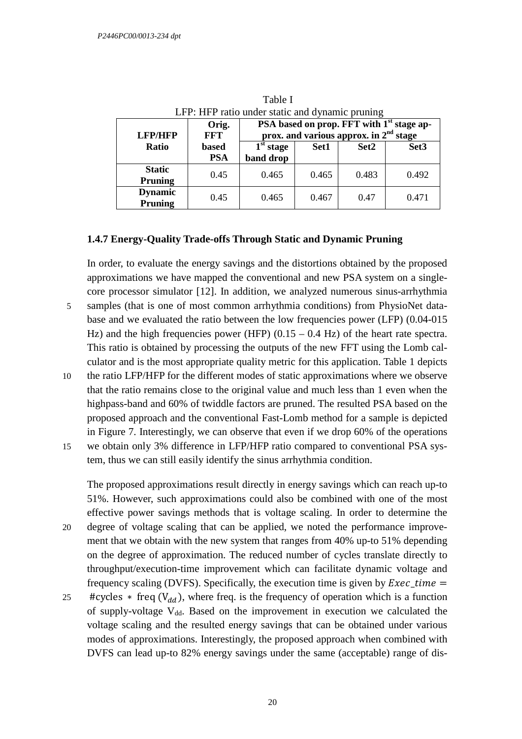Table I
LFP: HFP ratio under static and dynamic pruning

| LFP/HFP Ratio | Orig. FFT based PSA | PSA based on prop. FFT with 1st stage approx. and various approx. in 2nd stage | | | |
|---|---|---|---|---|---|
| | | 1st stage band drop | Set1 | Set2 | Set3 |
| **Static Pruning** | 0.45 | 0.465 | 0.465 | 0.483 | 0.492 |
| **Dynamic Pruning** | 0.45 | 0.465 | 0.467 | 0.47 | 0.471 |

### 1.4.7 Energy-Quality Trade-offs Through Static and Dynamic Pruning

In order, to evaluate the energy savings and the distortions obtained by the proposed approximations we have mapped the conventional and new PSA system on a single-core processor simulator [12]. In addition, we analyzed numerous sinus-arrhythmia samples (that is one of most common arrhythmia conditions) from PhysioNet database and we evaluated the ratio between the low frequencies power (LFP) (0.04-015 Hz) and the high frequencies power (HFP) (0.15 – 0.4 Hz) of the heart rate spectra. This ratio is obtained by processing the outputs of the new FFT using the Lomb calculator and is the most appropriate quality metric for this application. Table 1 depicts the ratio LFP/HFP for the different modes of static approximations where we observe that the ratio remains close to the original value and much less than 1 even when the highpass-band and 60% of twiddle factors are pruned. The resulted PSA based on the proposed approach and the conventional Fast-Lomb method for a sample is depicted in Figure 7. Interestingly, we can observe that even if we drop 60% of the operations we obtain only 3% difference in LFP/HFP ratio compared to conventional PSA system, thus we can still easily identify the sinus arrhythmia condition.

The proposed approximations result directly in energy savings which can reach up-to 51%. However, such approximations could also be combined with one of the most effective power savings methods that is voltage scaling. In order to determine the degree of voltage scaling that can be applied, we noted the performance improvement that we obtain with the new system that ranges from 40% up-to 51% depending on the degree of approximation. The reduced number of cycles translate directly to throughput/execution-time improvement which can facilitate dynamic voltage and frequency scaling (DVFS). Specifically, the execution time is given by $Exec\_time = \#\text{cycles} * \text{freq}\,(V_{dd})$, where freq. is the frequency of operation which is a function of supply-voltage $V_{dd}$. Based on the improvement in execution we calculated the voltage scaling and the resulted energy savings that can be obtained under various modes of approximations. Interestingly, the proposed approach when combined with DVFS can lead up-to 82% energy savings under the same (acceptable) range of dis-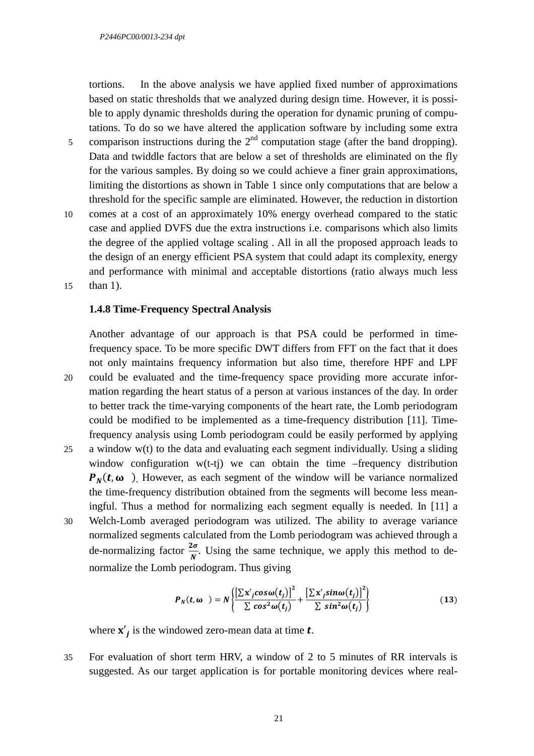tortions. In the above analysis we have applied fixed number of approximations based on static thresholds that we analyzed during design time. However, it is possible to apply dynamic thresholds during the operation for dynamic pruning of computations. To do so we have altered the application software by including some extra comparison instructions during the $2^{nd}$ computation stage (after the band dropping). Data and twiddle factors that are below a set of thresholds are eliminated on the fly for the various samples. By doing so we could achieve a finer grain approximations, limiting the distortions as shown in Table 1 since only computations that are below a threshold for the specific sample are eliminated. However, the reduction in distortion comes at a cost of an approximately 10% energy overhead compared to the static case and applied DVFS due the extra instructions i.e. comparisons which also limits the degree of the applied voltage scaling . All in all the proposed approach leads to the design of an energy efficient PSA system that could adapt its complexity, energy and performance with minimal and acceptable distortions (ratio always much less than 1).

### 1.4.8 Time-Frequency Spectral Analysis

Another advantage of our approach is that PSA could be performed in time-frequency space. To be more specific DWT differs from FFT on the fact that it does not only maintains frequency information but also time, therefore HPF and LPF could be evaluated and the time-frequency space providing more accurate information regarding the heart status of a person at various instances of the day. In order to better track the time-varying components of the heart rate, the Lomb periodogram could be modified to be implemented as a time-frequency distribution [11]. Time-frequency analysis using Lomb periodogram could be easily performed by applying a window w(t) to the data and evaluating each segment individually. Using a sliding window configuration w(t-tj) we can obtain the time –frequency distribution $\boldsymbol{P_N(t,\omega)}$. However, as each segment of the window will be variance normalized the time-frequency distribution obtained from the segments will become less meaningful. Thus a method for normalizing each segment equally is needed. In [11] a Welch-Lomb averaged periodogram was utilized. The ability to average variance normalized segments calculated from the Lomb periodogram was achieved through a de-normalizing factor $\frac{2\sigma}{N}$. Using the same technique, we apply this method to de-normalize the Lomb periodogram. Thus giving

$$\boldsymbol{P_N(t,\omega)} = \boldsymbol{N}\left\{\frac{\left[\sum \mathbf{x}'_j \cos\omega(t_j)\right]^2}{\sum \cos^2\omega(t_j)} + \frac{\left[\sum \mathbf{x}'_j \sin\omega(t_j)\right]^2}{\sum \sin^2\omega(t_j)}\right\} \qquad (\mathbf{13})$$

where $\mathbf{x'}_j$ is the windowed zero-mean data at time $\boldsymbol{t}$.

For evaluation of short term HRV, a window of 2 to 5 minutes of RR intervals is suggested. As our target application is for portable monitoring devices where real-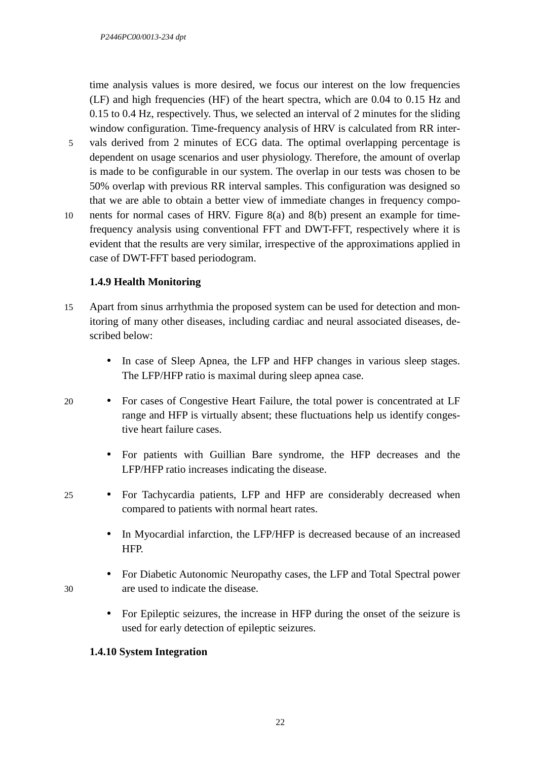time analysis values is more desired, we focus our interest on the low frequencies (LF) and high frequencies (HF) of the heart spectra, which are 0.04 to 0.15 Hz and 0.15 to 0.4 Hz, respectively. Thus, we selected an interval of 2 minutes for the sliding window configuration. Time-frequency analysis of HRV is calculated from RR intervals derived from 2 minutes of ECG data. The optimal overlapping percentage is dependent on usage scenarios and user physiology. Therefore, the amount of overlap is made to be configurable in our system. The overlap in our tests was chosen to be 50% overlap with previous RR interval samples. This configuration was designed so that we are able to obtain a better view of immediate changes in frequency components for normal cases of HRV. Figure 8(a) and 8(b) present an example for time-frequency analysis using conventional FFT and DWT-FFT, respectively where it is evident that the results are very similar, irrespective of the approximations applied in case of DWT-FFT based periodogram.

### 1.4.9 Health Monitoring

Apart from sinus arrhythmia the proposed system can be used for detection and monitoring of many other diseases, including cardiac and neural associated diseases, described below:

- In case of Sleep Apnea, the LFP and HFP changes in various sleep stages. The LFP/HFP ratio is maximal during sleep apnea case.
- For cases of Congestive Heart Failure, the total power is concentrated at LF range and HFP is virtually absent; these fluctuations help us identify congestive heart failure cases.
- For patients with Guillian Bare syndrome, the HFP decreases and the LFP/HFP ratio increases indicating the disease.
- For Tachycardia patients, LFP and HFP are considerably decreased when compared to patients with normal heart rates.
- In Myocardial infarction, the LFP/HFP is decreased because of an increased HFP.
- For Diabetic Autonomic Neuropathy cases, the LFP and Total Spectral power are used to indicate the disease.
- For Epileptic seizures, the increase in HFP during the onset of the seizure is used for early detection of epileptic seizures.

### 1.4.10 System Integration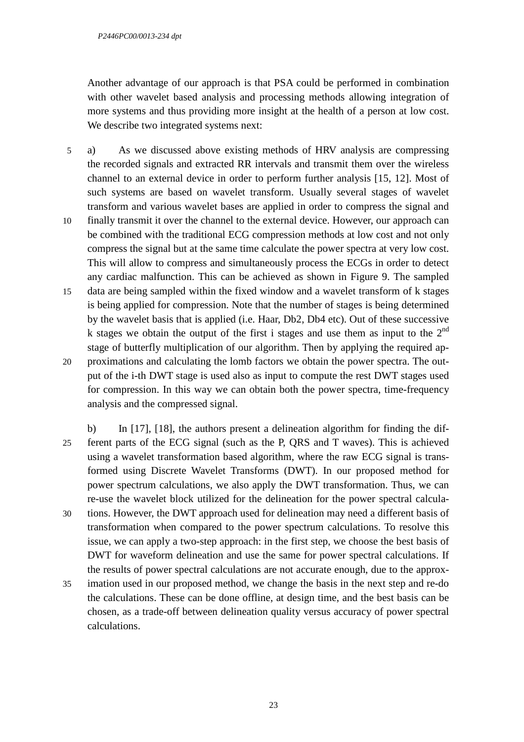Another advantage of our approach is that PSA could be performed in combination with other wavelet based analysis and processing methods allowing integration of more systems and thus providing more insight at the health of a person at low cost. We describe two integrated systems next:

a) As we discussed above existing methods of HRV analysis are compressing the recorded signals and extracted RR intervals and transmit them over the wireless channel to an external device in order to perform further analysis [15, 12]. Most of such systems are based on wavelet transform. Usually several stages of wavelet transform and various wavelet bases are applied in order to compress the signal and finally transmit it over the channel to the external device. However, our approach can be combined with the traditional ECG compression methods at low cost and not only compress the signal but at the same time calculate the power spectra at very low cost. This will allow to compress and simultaneously process the ECGs in order to detect any cardiac malfunction. This can be achieved as shown in Figure 9. The sampled data are being sampled within the fixed window and a wavelet transform of k stages is being applied for compression. Note that the number of stages is being determined by the wavelet basis that is applied (i.e. Haar, Db2, Db4 etc). Out of these successive k stages we obtain the output of the first i stages and use them as input to the 2nd stage of butterfly multiplication of our algorithm. Then by applying the required approximations and calculating the lomb factors we obtain the power spectra. The output of the i-th DWT stage is used also as input to compute the rest DWT stages used for compression. In this way we can obtain both the power spectra, time-frequency analysis and the compressed signal.

b) In [17], [18], the authors present a delineation algorithm for finding the different parts of the ECG signal (such as the P, QRS and T waves). This is achieved using a wavelet transformation based algorithm, where the raw ECG signal is transformed using Discrete Wavelet Transforms (DWT). In our proposed method for power spectrum calculations, we also apply the DWT transformation. Thus, we can re-use the wavelet block utilized for the delineation for the power spectral calculations. However, the DWT approach used for delineation may need a different basis of transformation when compared to the power spectrum calculations. To resolve this issue, we can apply a two-step approach: in the first step, we choose the best basis of DWT for waveform delineation and use the same for power spectral calculations. If the results of power spectral calculations are not accurate enough, due to the approximation used in our proposed method, we change the basis in the next step and re-do the calculations. These can be done offline, at design time, and the best basis can be chosen, as a trade-off between delineation quality versus accuracy of power spectral calculations.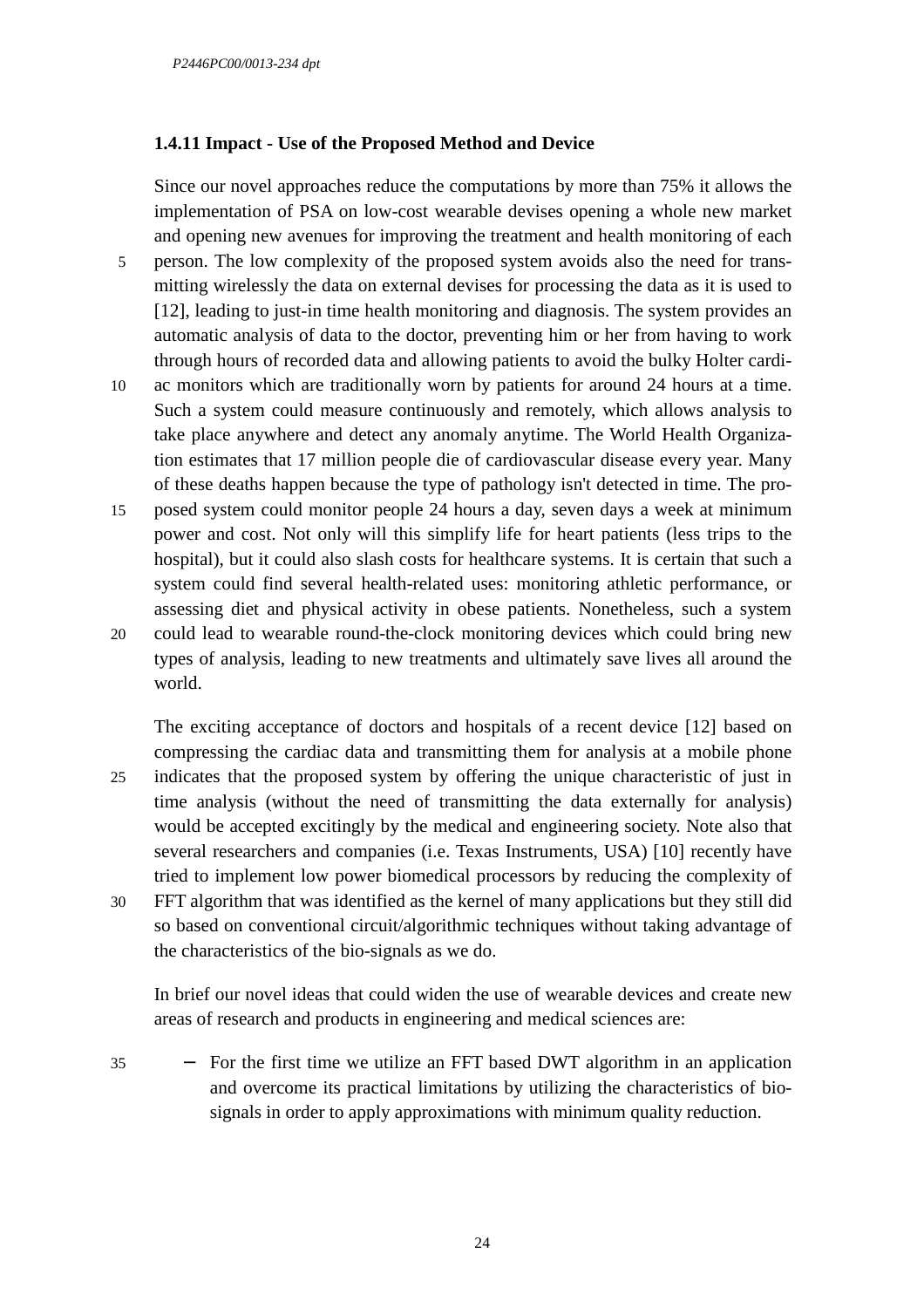### 1.4.11 Impact - Use of the Proposed Method and Device

Since our novel approaches reduce the computations by more than 75% it allows the implementation of PSA on low-cost wearable devises opening a whole new market and opening new avenues for improving the treatment and health monitoring of each person. The low complexity of the proposed system avoids also the need for transmitting wirelessly the data on external devises for processing the data as it is used to [12], leading to just-in time health monitoring and diagnosis. The system provides an automatic analysis of data to the doctor, preventing him or her from having to work through hours of recorded data and allowing patients to avoid the bulky Holter cardiac monitors which are traditionally worn by patients for around 24 hours at a time. Such a system could measure continuously and remotely, which allows analysis to take place anywhere and detect any anomaly anytime. The World Health Organization estimates that 17 million people die of cardiovascular disease every year. Many of these deaths happen because the type of pathology isn't detected in time. The proposed system could monitor people 24 hours a day, seven days a week at minimum power and cost. Not only will this simplify life for heart patients (less trips to the hospital), but it could also slash costs for healthcare systems. It is certain that such a system could find several health-related uses: monitoring athletic performance, or assessing diet and physical activity in obese patients. Nonetheless, such a system could lead to wearable round-the-clock monitoring devices which could bring new types of analysis, leading to new treatments and ultimately save lives all around the world.

The exciting acceptance of doctors and hospitals of a recent device [12] based on compressing the cardiac data and transmitting them for analysis at a mobile phone indicates that the proposed system by offering the unique characteristic of just in time analysis (without the need of transmitting the data externally for analysis) would be accepted excitingly by the medical and engineering society. Note also that several researchers and companies (i.e. Texas Instruments, USA) [10] recently have tried to implement low power biomedical processors by reducing the complexity of FFT algorithm that was identified as the kernel of many applications but they still did so based on conventional circuit/algorithmic techniques without taking advantage of the characteristics of the bio-signals as we do.

In brief our novel ideas that could widen the use of wearable devices and create new areas of research and products in engineering and medical sciences are:

- For the first time we utilize an FFT based DWT algorithm in an application and overcome its practical limitations by utilizing the characteristics of bio-signals in order to apply approximations with minimum quality reduction.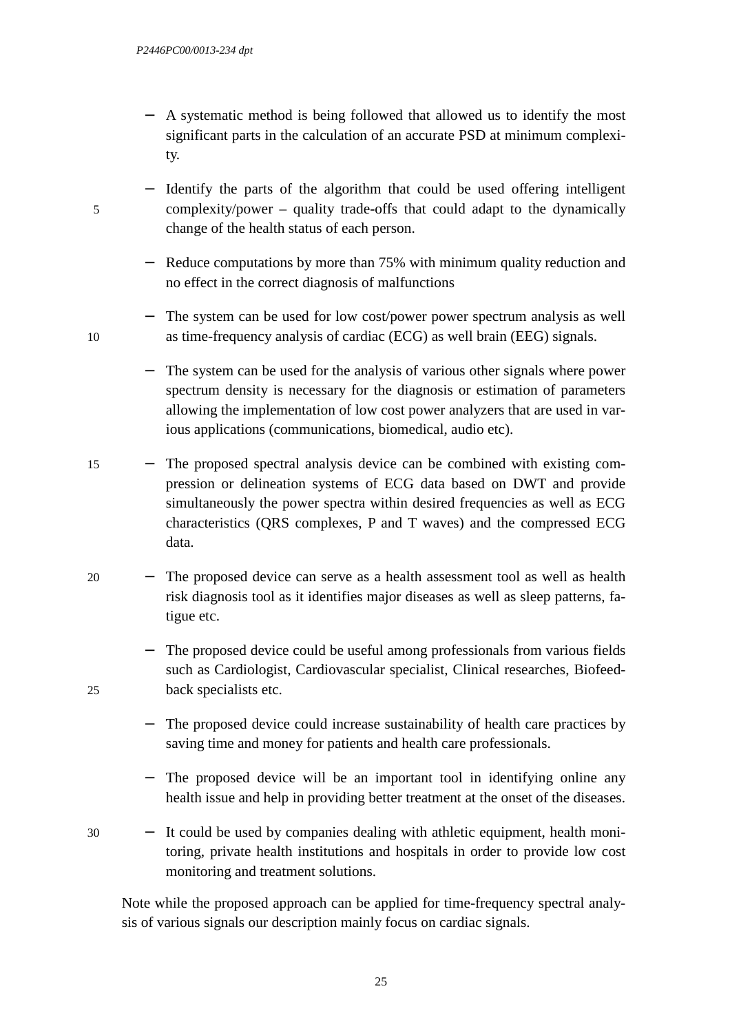- A systematic method is being followed that allowed us to identify the most significant parts in the calculation of an accurate PSD at minimum complexity.

- Identify the parts of the algorithm that could be used offering intelligent complexity/power – quality trade-offs that could adapt to the dynamically change of the health status of each person.

- Reduce computations by more than 75% with minimum quality reduction and no effect in the correct diagnosis of malfunctions

- The system can be used for low cost/power power spectrum analysis as well as time-frequency analysis of cardiac (ECG) as well brain (EEG) signals.

- The system can be used for the analysis of various other signals where power spectrum density is necessary for the diagnosis or estimation of parameters allowing the implementation of low cost power analyzers that are used in various applications (communications, biomedical, audio etc).

- The proposed spectral analysis device can be combined with existing compression or delineation systems of ECG data based on DWT and provide simultaneously the power spectra within desired frequencies as well as ECG characteristics (QRS complexes, P and T waves) and the compressed ECG data.

- The proposed device can serve as a health assessment tool as well as health risk diagnosis tool as it identifies major diseases as well as sleep patterns, fatigue etc.

- The proposed device could be useful among professionals from various fields such as Cardiologist, Cardiovascular specialist, Clinical researches, Biofeedback specialists etc.

- The proposed device could increase sustainability of health care practices by saving time and money for patients and health care professionals.

- The proposed device will be an important tool in identifying online any health issue and help in providing better treatment at the onset of the diseases.

- It could be used by companies dealing with athletic equipment, health monitoring, private health institutions and hospitals in order to provide low cost monitoring and treatment solutions.

Note while the proposed approach can be applied for time-frequency spectral analysis of various signals our description mainly focus on cardiac signals.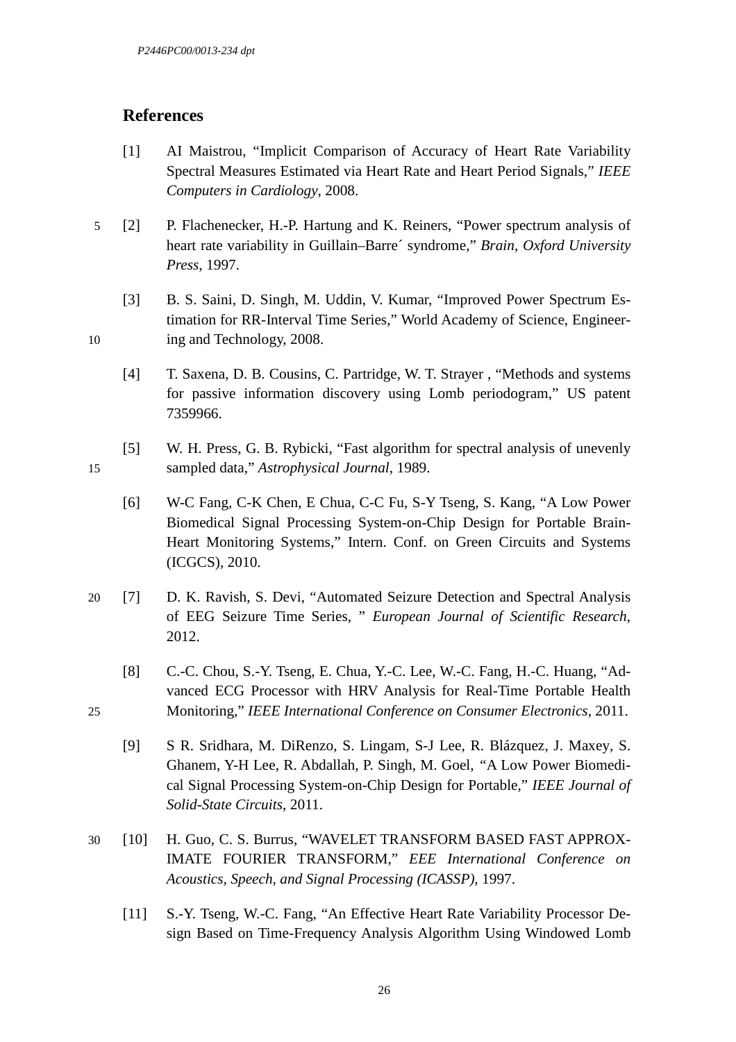## References

[1] AI Maistrou, “Implicit Comparison of Accuracy of Heart Rate Variability Spectral Measures Estimated via Heart Rate and Heart Period Signals,” *IEEE Computers in Cardiology*, 2008.

[2] P. Flachenecker, H.-P. Hartung and K. Reiners, “Power spectrum analysis of heart rate variability in Guillain–Barre´ syndrome,” *Brain, Oxford University Press*, 1997.

[3] B. S. Saini, D. Singh, M. Uddin, V. Kumar, “Improved Power Spectrum Estimation for RR-Interval Time Series,” World Academy of Science, Engineering and Technology, 2008.

[4] T. Saxena, D. B. Cousins, C. Partridge, W. T. Strayer , “Methods and systems for passive information discovery using Lomb periodogram,” US patent 7359966.

[5] W. H. Press, G. B. Rybicki, “Fast algorithm for spectral analysis of unevenly sampled data,” *Astrophysical Journal*, 1989.

[6] W-C Fang, C-K Chen, E Chua, C-C Fu, S-Y Tseng, S. Kang, “A Low Power Biomedical Signal Processing System-on-Chip Design for Portable Brain-Heart Monitoring Systems,” Intern. Conf. on Green Circuits and Systems (ICGCS), 2010.

[7] D. K. Ravish, S. Devi, “Automated Seizure Detection and Spectral Analysis of EEG Seizure Time Series, ” *European Journal of Scientific Research*, 2012.

[8] C.-C. Chou, S.-Y. Tseng, E. Chua, Y.-C. Lee, W.-C. Fang, H.-C. Huang, “Advanced ECG Processor with HRV Analysis for Real-Time Portable Health Monitoring,” *IEEE International Conference on Consumer Electronics*, 2011.

[9] S R. Sridhara, M. DiRenzo, S. Lingam, S-J Lee, R. Blázquez, J. Maxey, S. Ghanem, Y-H Lee, R. Abdallah, P. Singh, M. Goel, “A Low Power Biomedical Signal Processing System-on-Chip Design for Portable,” *IEEE Journal of Solid-State Circuits*, 2011.

[10] H. Guo, C. S. Burrus, “WAVELET TRANSFORM BASED FAST APPROXIMATE FOURIER TRANSFORM,” *EEE International Conference on Acoustics, Speech, and Signal Processing (ICASSP)*, 1997.

[11] S.-Y. Tseng, W.-C. Fang, “An Effective Heart Rate Variability Processor Design Based on Time-Frequency Analysis Algorithm Using Windowed Lomb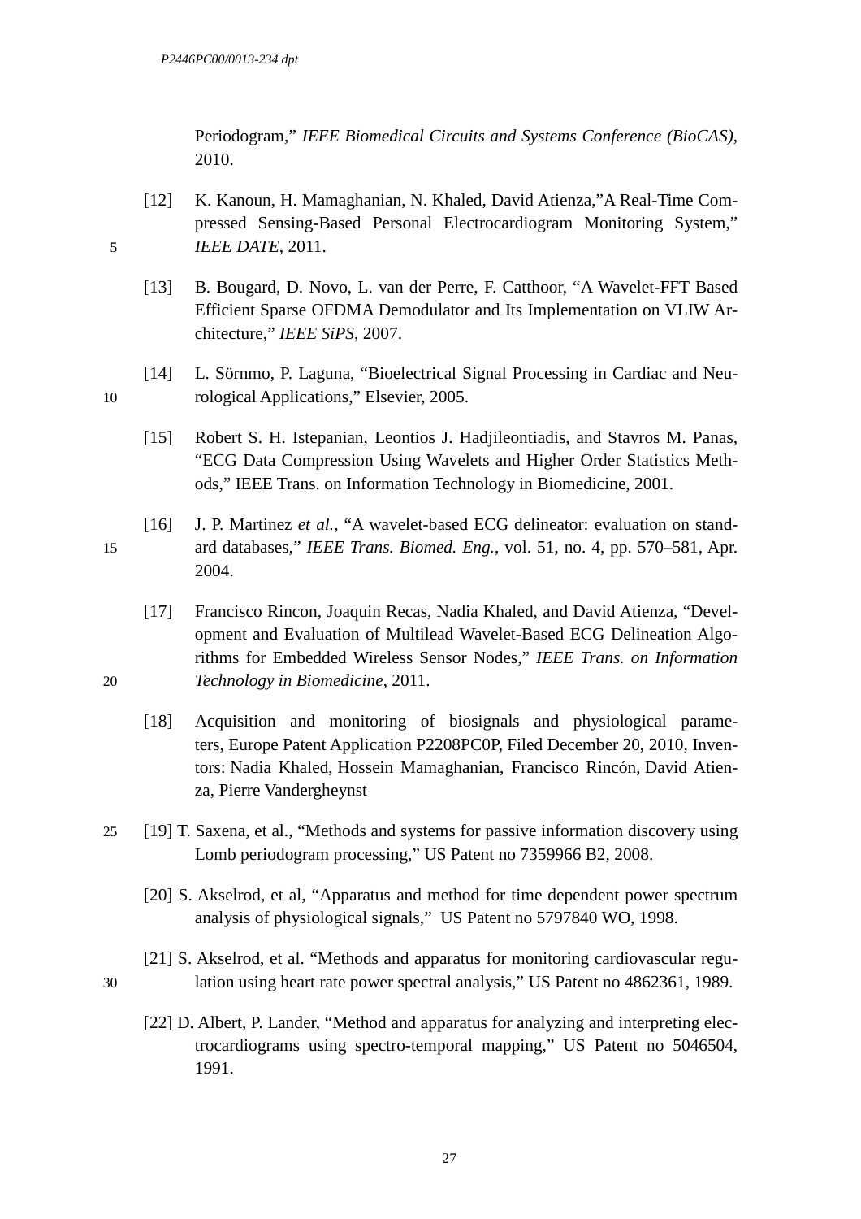Periodogram," *IEEE Biomedical Circuits and Systems Conference (BioCAS)*, 2010.

[12] K. Kanoun, H. Mamaghanian, N. Khaled, David Atienza,"A Real-Time Compressed Sensing-Based Personal Electrocardiogram Monitoring System," *IEEE DATE*, 2011.

[13] B. Bougard, D. Novo, L. van der Perre, F. Catthoor, "A Wavelet-FFT Based Efficient Sparse OFDMA Demodulator and Its Implementation on VLIW Architecture," *IEEE SiPS*, 2007.

[14] L. Sörnmo, P. Laguna, "Bioelectrical Signal Processing in Cardiac and Neurological Applications," Elsevier, 2005.

[15] Robert S. H. Istepanian, Leontios J. Hadjileontiadis, and Stavros M. Panas, "ECG Data Compression Using Wavelets and Higher Order Statistics Methods," IEEE Trans. on Information Technology in Biomedicine, 2001.

[16] J. P. Martinez *et al.*, "A wavelet-based ECG delineator: evaluation on standard databases," *IEEE Trans. Biomed. Eng.*, vol. 51, no. 4, pp. 570–581, Apr. 2004.

[17] Francisco Rincon, Joaquin Recas, Nadia Khaled, and David Atienza, "Development and Evaluation of Multilead Wavelet-Based ECG Delineation Algorithms for Embedded Wireless Sensor Nodes," *IEEE Trans. on Information Technology in Biomedicine*, 2011.

[18] Acquisition and monitoring of biosignals and physiological parameters, Europe Patent Application P2208PC0P, Filed December 20, 2010, Inventors: Nadia Khaled, Hossein Mamaghanian, Francisco Rincón, David Atienza, Pierre Vandergheynst

[19] T. Saxena, et al., "Methods and systems for passive information discovery using Lomb periodogram processing," US Patent no 7359966 B2, 2008.

[20] S. Akselrod, et al, "Apparatus and method for time dependent power spectrum analysis of physiological signals," US Patent no 5797840 WO, 1998.

[21] S. Akselrod, et al. "Methods and apparatus for monitoring cardiovascular regulation using heart rate power spectral analysis," US Patent no 4862361, 1989.

[22] D. Albert, P. Lander, "Method and apparatus for analyzing and interpreting electrocardiograms using spectro-temporal mapping," US Patent no 5046504, 1991.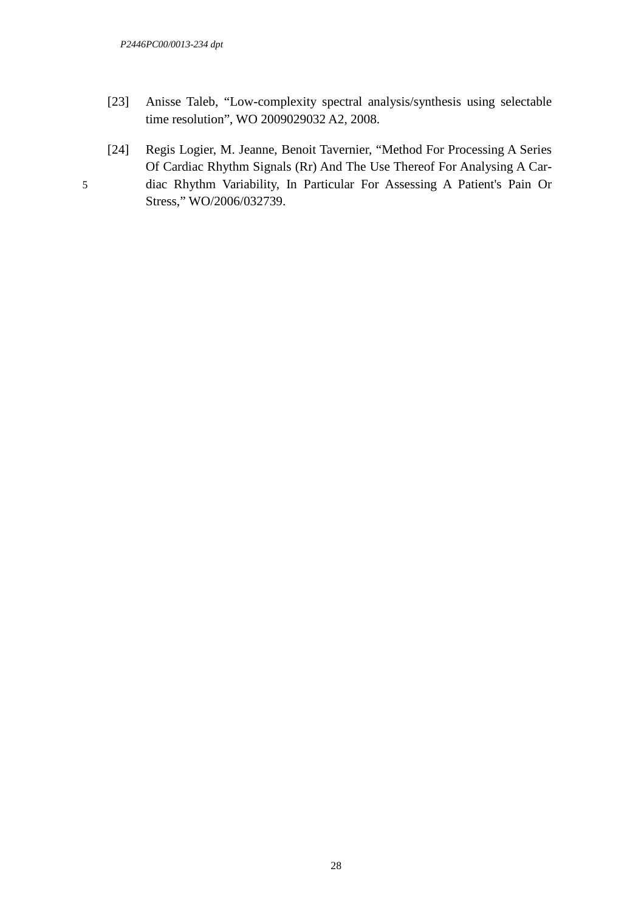[23] Anisse Taleb, “Low-complexity spectral analysis/synthesis using selectable time resolution”, WO 2009029032 A2, 2008.

[24] Regis Logier, M. Jeanne, Benoit Tavernier, “Method For Processing A Series Of Cardiac Rhythm Signals (Rr) And The Use Thereof For Analysing A Cardiac Rhythm Variability, In Particular For Assessing A Patient's Pain Or Stress,” WO/2006/032739.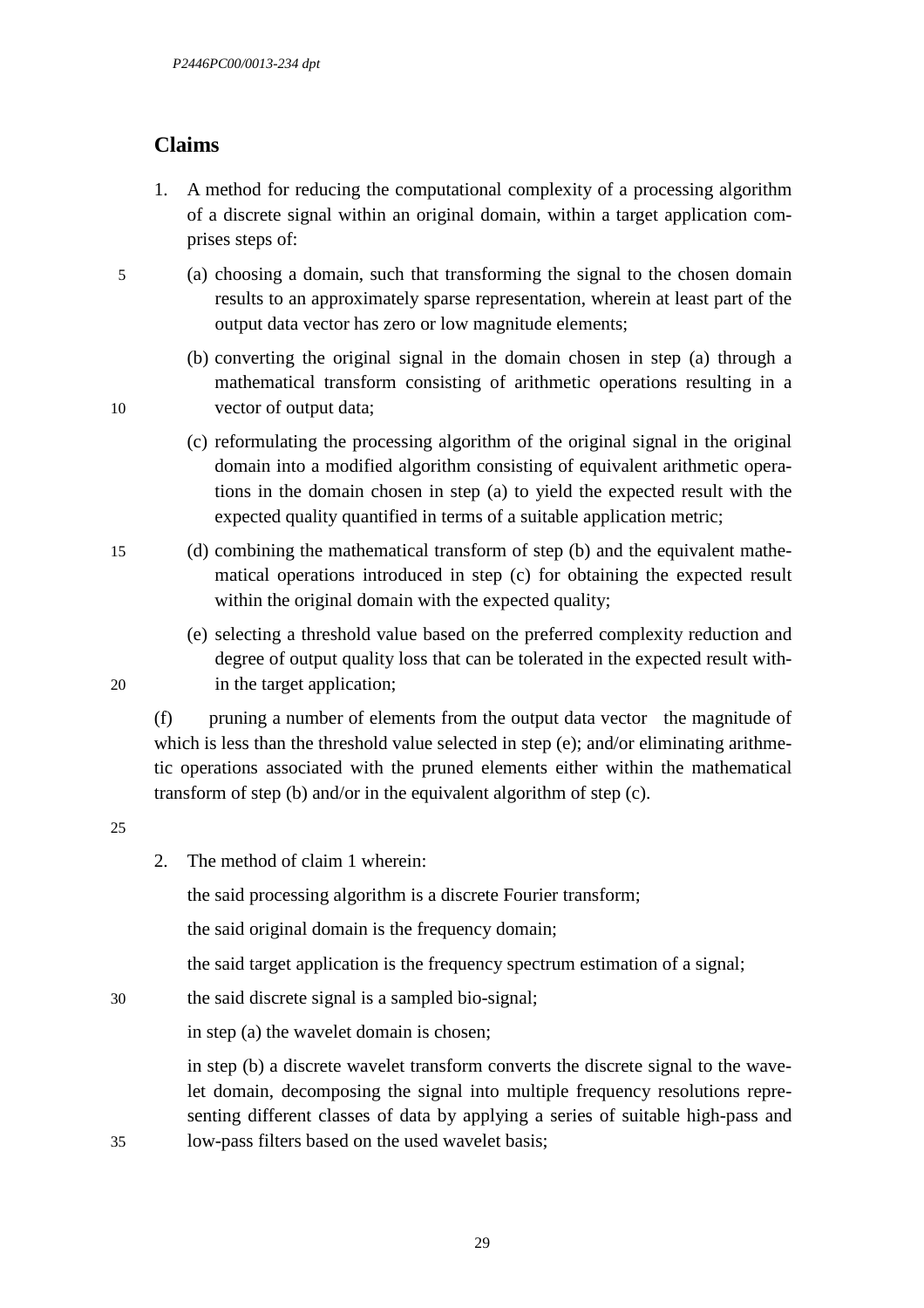## Claims

1. A method for reducing the computational complexity of a processing algorithm of a discrete signal within an original domain, within a target application comprises steps of:

   (a) choosing a domain, such that transforming the signal to the chosen domain results to an approximately sparse representation, wherein at least part of the output data vector has zero or low magnitude elements;

   (b) converting the original signal in the domain chosen in step (a) through a mathematical transform consisting of arithmetic operations resulting in a vector of output data;

   (c) reformulating the processing algorithm of the original signal in the original domain into a modified algorithm consisting of equivalent arithmetic operations in the domain chosen in step (a) to yield the expected result with the expected quality quantified in terms of a suitable application metric;

   (d) combining the mathematical transform of step (b) and the equivalent mathematical operations introduced in step (c) for obtaining the expected result within the original domain with the expected quality;

   (e) selecting a threshold value based on the preferred complexity reduction and degree of output quality loss that can be tolerated in the expected result within the target application;

   (f) pruning a number of elements from the output data vector the magnitude of which is less than the threshold value selected in step (e); and/or eliminating arithmetic operations associated with the pruned elements either within the mathematical transform of step (b) and/or in the equivalent algorithm of step (c).

2. The method of claim 1 wherein:

   the said processing algorithm is a discrete Fourier transform;

   the said original domain is the frequency domain;

   the said target application is the frequency spectrum estimation of a signal;

   the said discrete signal is a sampled bio-signal;

   in step (a) the wavelet domain is chosen;

   in step (b) a discrete wavelet transform converts the discrete signal to the wavelet domain, decomposing the signal into multiple frequency resolutions representing different classes of data by applying a series of suitable high-pass and low-pass filters based on the used wavelet basis;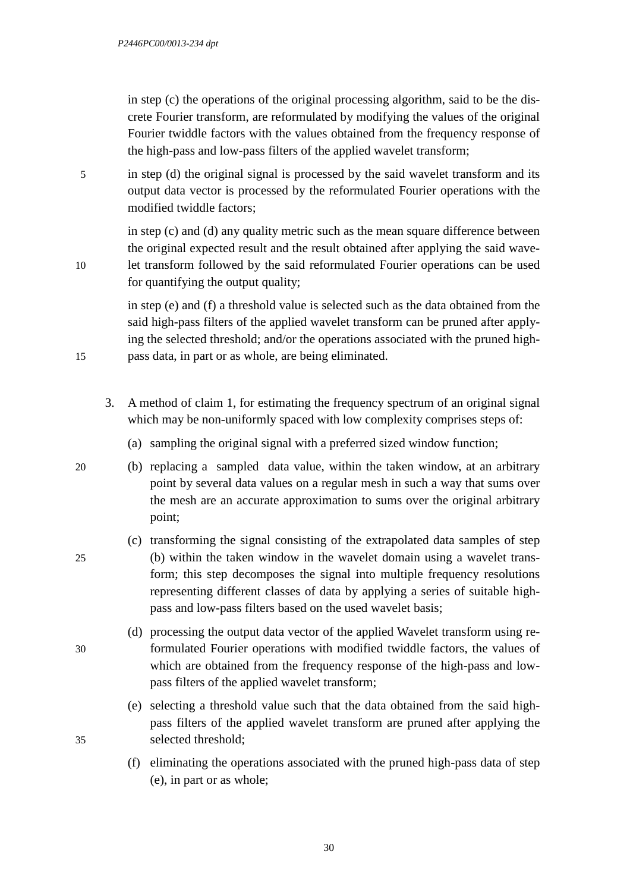in step (c) the operations of the original processing algorithm, said to be the discrete Fourier transform, are reformulated by modifying the values of the original Fourier twiddle factors with the values obtained from the frequency response of the high-pass and low-pass filters of the applied wavelet transform;

in step (d) the original signal is processed by the said wavelet transform and its output data vector is processed by the reformulated Fourier operations with the modified twiddle factors;

in step (c) and (d) any quality metric such as the mean square difference between the original expected result and the result obtained after applying the said wavelet transform followed by the said reformulated Fourier operations can be used for quantifying the output quality;

in step (e) and (f) a threshold value is selected such as the data obtained from the said high-pass filters of the applied wavelet transform can be pruned after applying the selected threshold; and/or the operations associated with the pruned high-pass data, in part or as whole, are being eliminated.

3. A method of claim 1, for estimating the frequency spectrum of an original signal which may be non-uniformly spaced with low complexity comprises steps of:

   (a) sampling the original signal with a preferred sized window function;

   (b) replacing a sampled data value, within the taken window, at an arbitrary point by several data values on a regular mesh in such a way that sums over the mesh are an accurate approximation to sums over the original arbitrary point;

   (c) transforming the signal consisting of the extrapolated data samples of step (b) within the taken window in the wavelet domain using a wavelet transform; this step decomposes the signal into multiple frequency resolutions representing different classes of data by applying a series of suitable high-pass and low-pass filters based on the used wavelet basis;

   (d) processing the output data vector of the applied Wavelet transform using reformulated Fourier operations with modified twiddle factors, the values of which are obtained from the frequency response of the high-pass and low-pass filters of the applied wavelet transform;

   (e) selecting a threshold value such that the data obtained from the said high-pass filters of the applied wavelet transform are pruned after applying the selected threshold;

   (f) eliminating the operations associated with the pruned high-pass data of step (e), in part or as whole;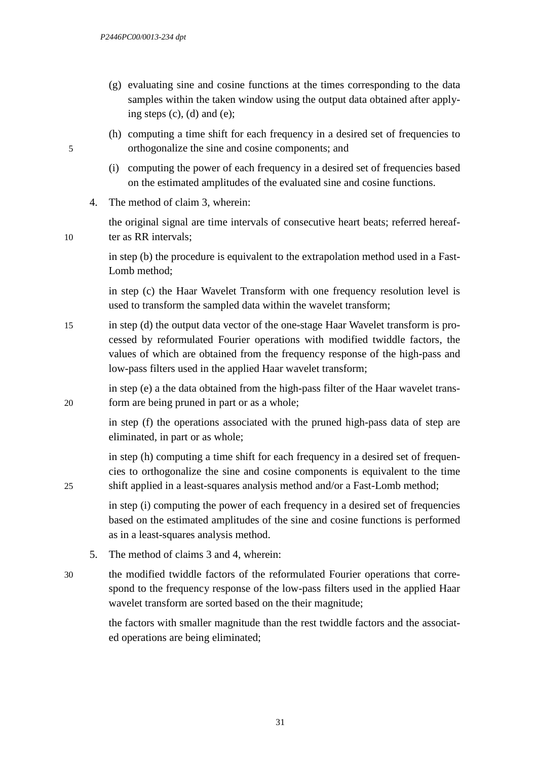(g) evaluating sine and cosine functions at the times corresponding to the data samples within the taken window using the output data obtained after applying steps (c), (d) and (e);

(h) computing a time shift for each frequency in a desired set of frequencies to orthogonalize the sine and cosine components; and

(i) computing the power of each frequency in a desired set of frequencies based on the estimated amplitudes of the evaluated sine and cosine functions.

4. The method of claim 3, wherein:

the original signal are time intervals of consecutive heart beats; referred hereafter as RR intervals;

in step (b) the procedure is equivalent to the extrapolation method used in a Fast-Lomb method;

in step (c) the Haar Wavelet Transform with one frequency resolution level is used to transform the sampled data within the wavelet transform;

in step (d) the output data vector of the one-stage Haar Wavelet transform is processed by reformulated Fourier operations with modified twiddle factors, the values of which are obtained from the frequency response of the high-pass and low-pass filters used in the applied Haar wavelet transform;

in step (e) a the data obtained from the high-pass filter of the Haar wavelet transform are being pruned in part or as a whole;

in step (f) the operations associated with the pruned high-pass data of step are eliminated, in part or as whole;

in step (h) computing a time shift for each frequency in a desired set of frequencies to orthogonalize the sine and cosine components is equivalent to the time shift applied in a least-squares analysis method and/or a Fast-Lomb method;

in step (i) computing the power of each frequency in a desired set of frequencies based on the estimated amplitudes of the sine and cosine functions is performed as in a least-squares analysis method.

5. The method of claims 3 and 4, wherein:

the modified twiddle factors of the reformulated Fourier operations that correspond to the frequency response of the low-pass filters used in the applied Haar wavelet transform are sorted based on the their magnitude;

the factors with smaller magnitude than the rest twiddle factors and the associated operations are being eliminated;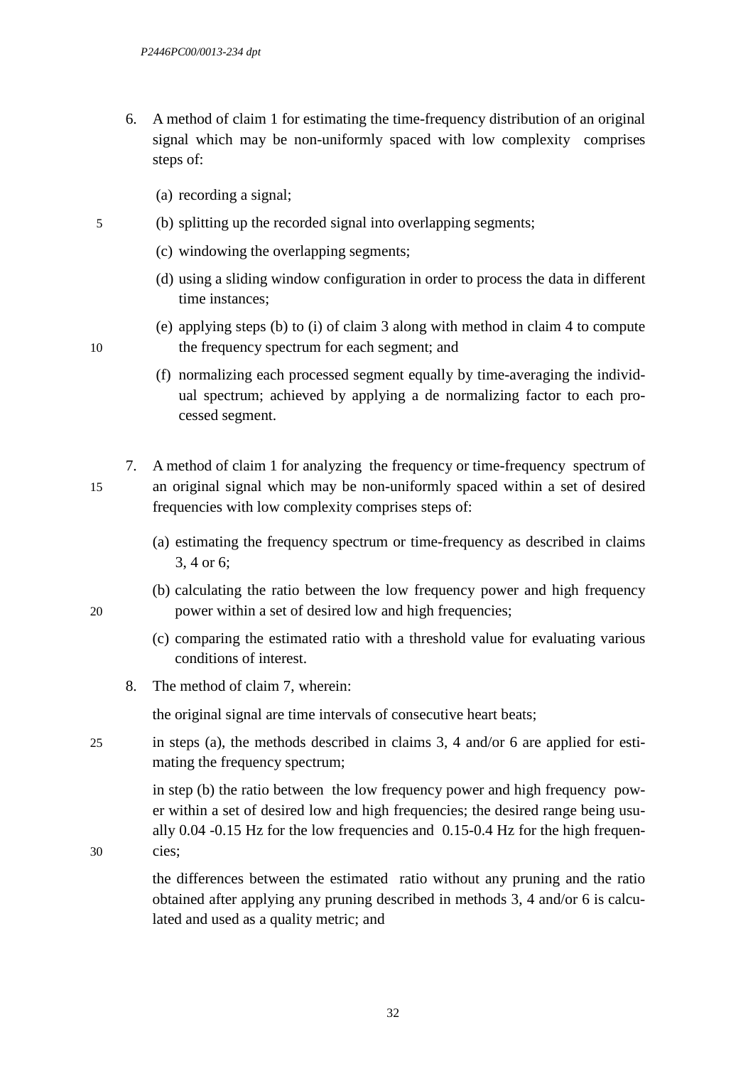6. A method of claim 1 for estimating the time-frequency distribution of an original signal which may be non-uniformly spaced with low complexity comprises steps of:

   (a) recording a signal;

   (b) splitting up the recorded signal into overlapping segments;

   (c) windowing the overlapping segments;

   (d) using a sliding window configuration in order to process the data in different time instances;

   (e) applying steps (b) to (i) of claim 3 along with method in claim 4 to compute the frequency spectrum for each segment; and

   (f) normalizing each processed segment equally by time-averaging the individual spectrum; achieved by applying a de normalizing factor to each processed segment.

7. A method of claim 1 for analyzing the frequency or time-frequency spectrum of an original signal which may be non-uniformly spaced within a set of desired frequencies with low complexity comprises steps of:

   (a) estimating the frequency spectrum or time-frequency as described in claims 3, 4 or 6;

   (b) calculating the ratio between the low frequency power and high frequency power within a set of desired low and high frequencies;

   (c) comparing the estimated ratio with a threshold value for evaluating various conditions of interest.

8. The method of claim 7, wherein:

   the original signal are time intervals of consecutive heart beats;

   in steps (a), the methods described in claims 3, 4 and/or 6 are applied for estimating the frequency spectrum;

   in step (b) the ratio between the low frequency power and high frequency power within a set of desired low and high frequencies; the desired range being usually 0.04 -0.15 Hz for the low frequencies and 0.15-0.4 Hz for the high frequencies;

   the differences between the estimated ratio without any pruning and the ratio obtained after applying any pruning described in methods 3, 4 and/or 6 is calculated and used as a quality metric; and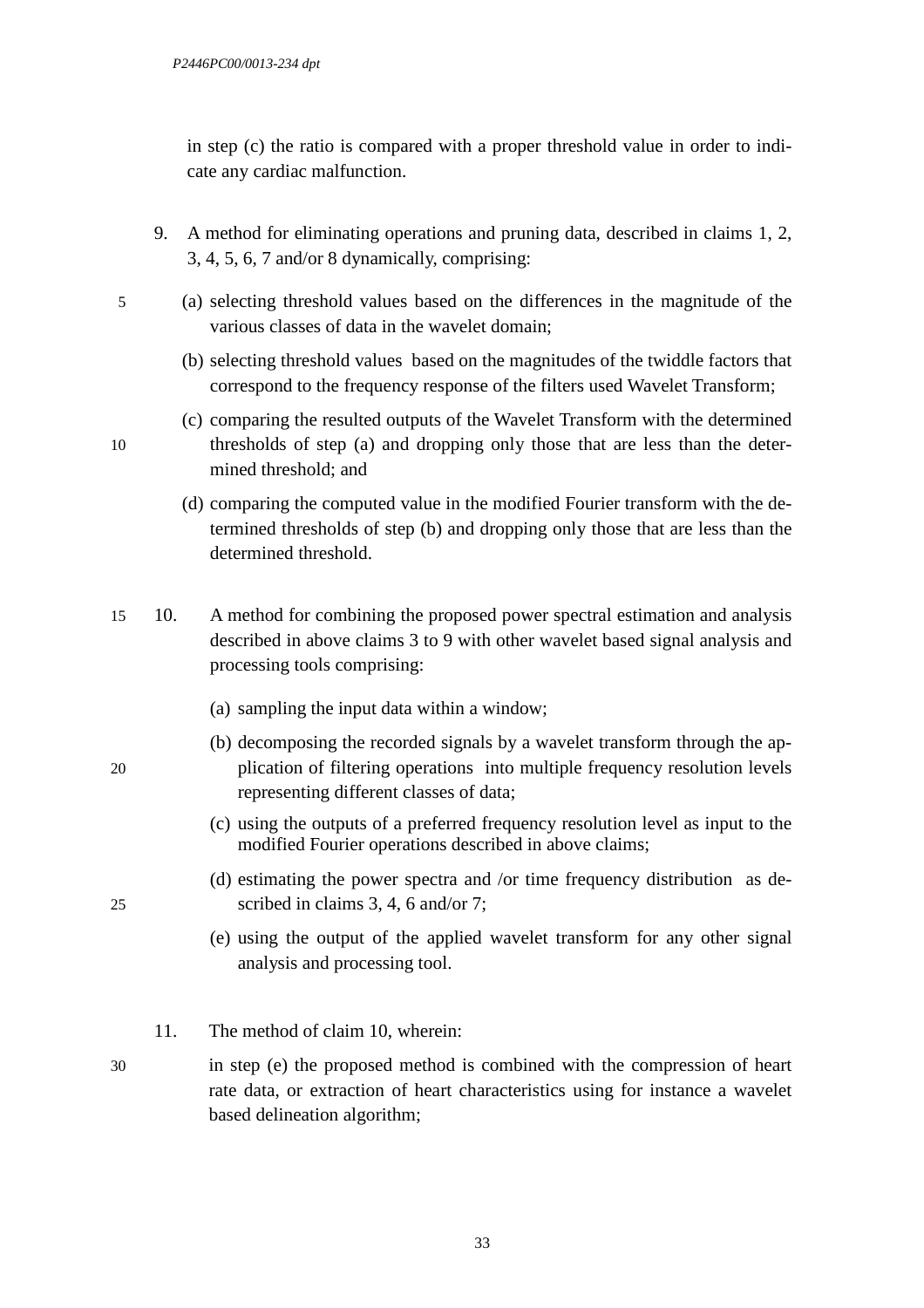in step (c) the ratio is compared with a proper threshold value in order to indicate any cardiac malfunction.

9. A method for eliminating operations and pruning data, described in claims 1, 2, 3, 4, 5, 6, 7 and/or 8 dynamically, comprising:

   (a) selecting threshold values based on the differences in the magnitude of the various classes of data in the wavelet domain;

   (b) selecting threshold values based on the magnitudes of the twiddle factors that correspond to the frequency response of the filters used Wavelet Transform;

   (c) comparing the resulted outputs of the Wavelet Transform with the determined thresholds of step (a) and dropping only those that are less than the determined threshold; and

   (d) comparing the computed value in the modified Fourier transform with the determined thresholds of step (b) and dropping only those that are less than the determined threshold.

10. A method for combining the proposed power spectral estimation and analysis described in above claims 3 to 9 with other wavelet based signal analysis and processing tools comprising:

    (a) sampling the input data within a window;

    (b) decomposing the recorded signals by a wavelet transform through the application of filtering operations into multiple frequency resolution levels representing different classes of data;

    (c) using the outputs of a preferred frequency resolution level as input to the modified Fourier operations described in above claims;

    (d) estimating the power spectra and /or time frequency distribution as described in claims 3, 4, 6 and/or 7;

    (e) using the output of the applied wavelet transform for any other signal analysis and processing tool.

11. The method of claim 10, wherein:

    in step (e) the proposed method is combined with the compression of heart rate data, or extraction of heart characteristics using for instance a wavelet based delineation algorithm;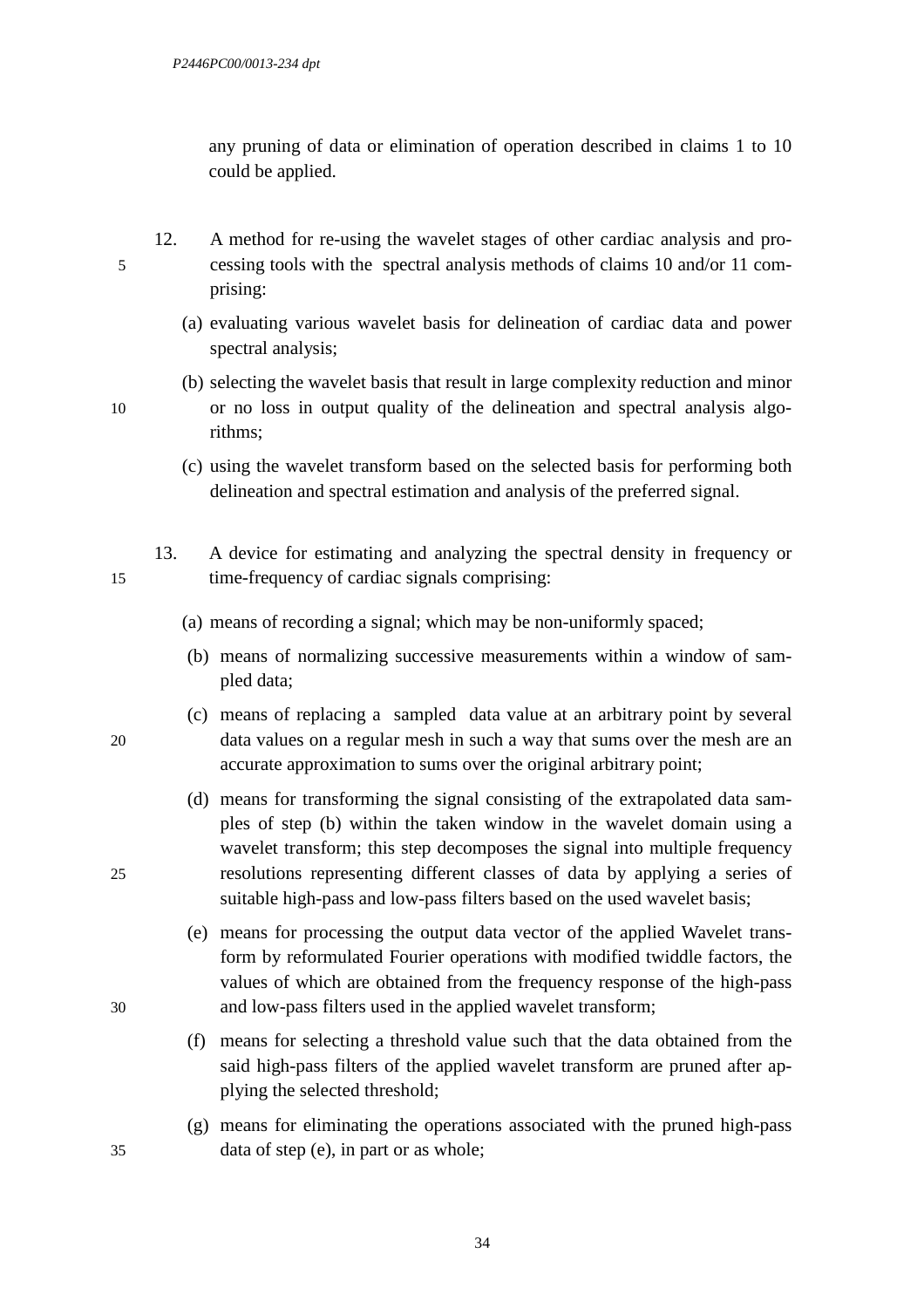any pruning of data or elimination of operation described in claims 1 to 10 could be applied.

12. A method for re-using the wavelet stages of other cardiac analysis and processing tools with the spectral analysis methods of claims 10 and/or 11 comprising:

(a) evaluating various wavelet basis for delineation of cardiac data and power spectral analysis;

(b) selecting the wavelet basis that result in large complexity reduction and minor or no loss in output quality of the delineation and spectral analysis algorithms;

(c) using the wavelet transform based on the selected basis for performing both delineation and spectral estimation and analysis of the preferred signal.

13. A device for estimating and analyzing the spectral density in frequency or time-frequency of cardiac signals comprising:

(a) means of recording a signal; which may be non-uniformly spaced;

(b) means of normalizing successive measurements within a window of sampled data;

(c) means of replacing a sampled data value at an arbitrary point by several data values on a regular mesh in such a way that sums over the mesh are an accurate approximation to sums over the original arbitrary point;

(d) means for transforming the signal consisting of the extrapolated data samples of step (b) within the taken window in the wavelet domain using a wavelet transform; this step decomposes the signal into multiple frequency resolutions representing different classes of data by applying a series of suitable high-pass and low-pass filters based on the used wavelet basis;

(e) means for processing the output data vector of the applied Wavelet transform by reformulated Fourier operations with modified twiddle factors, the values of which are obtained from the frequency response of the high-pass and low-pass filters used in the applied wavelet transform;

(f) means for selecting a threshold value such that the data obtained from the said high-pass filters of the applied wavelet transform are pruned after applying the selected threshold;

(g) means for eliminating the operations associated with the pruned high-pass data of step (e), in part or as whole;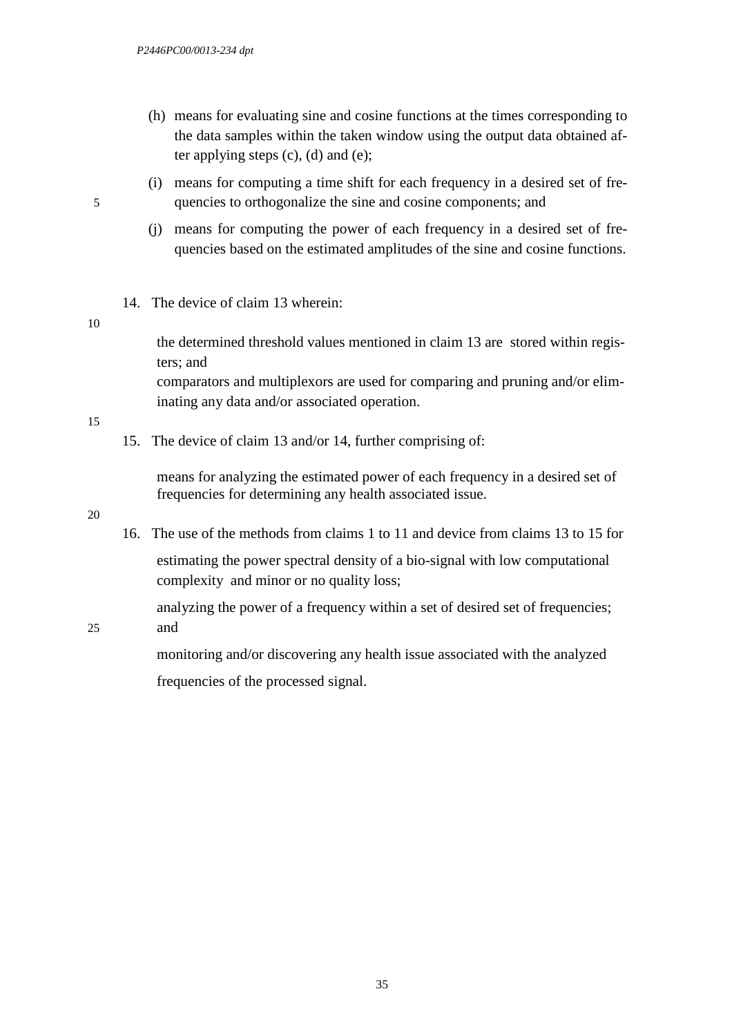(h) means for evaluating sine and cosine functions at the times corresponding to the data samples within the taken window using the output data obtained after applying steps (c), (d) and (e);

(i) means for computing a time shift for each frequency in a desired set of frequencies to orthogonalize the sine and cosine components; and

(j) means for computing the power of each frequency in a desired set of frequencies based on the estimated amplitudes of the sine and cosine functions.

14. The device of claim 13 wherein:

the determined threshold values mentioned in claim 13 are stored within registers; and

comparators and multiplexors are used for comparing and pruning and/or eliminating any data and/or associated operation.

15. The device of claim 13 and/or 14, further comprising of:

means for analyzing the estimated power of each frequency in a desired set of frequencies for determining any health associated issue.

16. The use of the methods from claims 1 to 11 and device from claims 13 to 15 for

estimating the power spectral density of a bio-signal with low computational complexity and minor or no quality loss;

analyzing the power of a frequency within a set of desired set of frequencies; and

monitoring and/or discovering any health issue associated with the analyzed frequencies of the processed signal.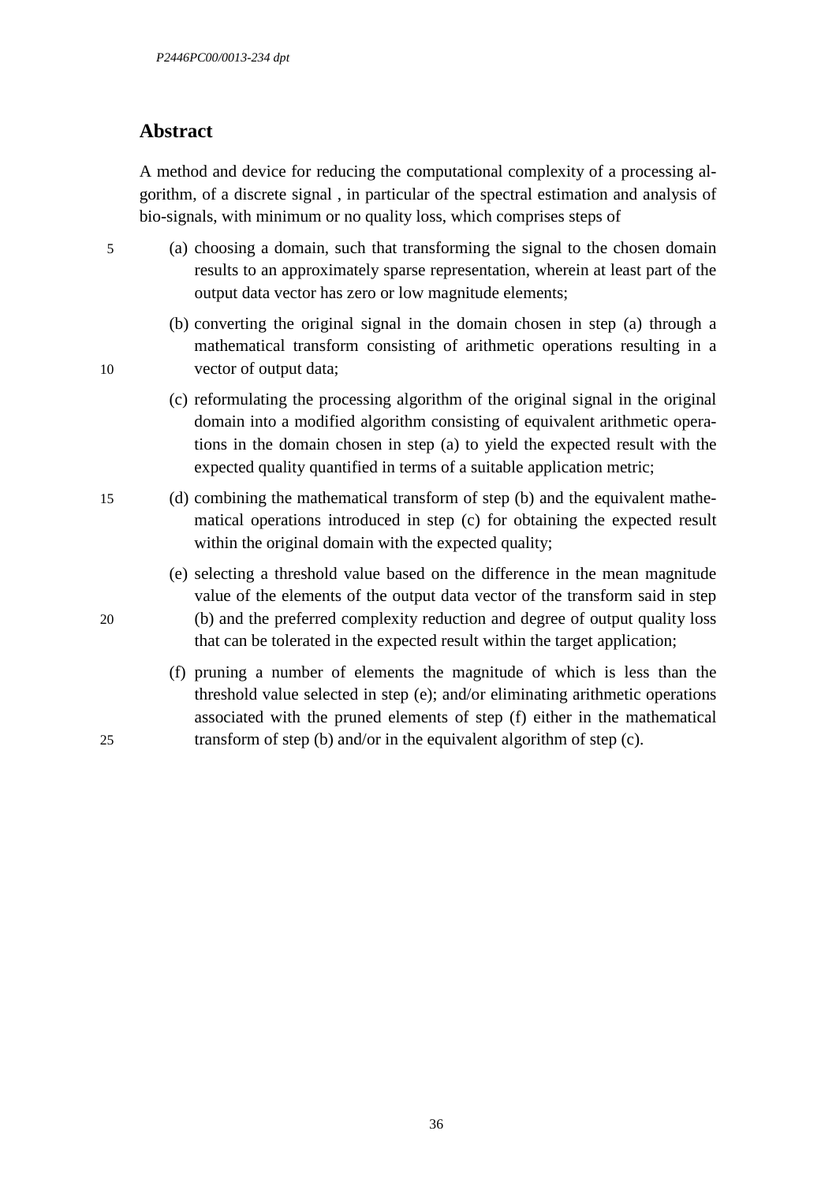## Abstract

A method and device for reducing the computational complexity of a processing algorithm, of a discrete signal , in particular of the spectral estimation and analysis of bio-signals, with minimum or no quality loss, which comprises steps of

(a) choosing a domain, such that transforming the signal to the chosen domain results to an approximately sparse representation, wherein at least part of the output data vector has zero or low magnitude elements;

(b) converting the original signal in the domain chosen in step (a) through a mathematical transform consisting of arithmetic operations resulting in a vector of output data;

(c) reformulating the processing algorithm of the original signal in the original domain into a modified algorithm consisting of equivalent arithmetic operations in the domain chosen in step (a) to yield the expected result with the expected quality quantified in terms of a suitable application metric;

(d) combining the mathematical transform of step (b) and the equivalent mathematical operations introduced in step (c) for obtaining the expected result within the original domain with the expected quality;

(e) selecting a threshold value based on the difference in the mean magnitude value of the elements of the output data vector of the transform said in step (b) and the preferred complexity reduction and degree of output quality loss that can be tolerated in the expected result within the target application;

(f) pruning a number of elements the magnitude of which is less than the threshold value selected in step (e); and/or eliminating arithmetic operations associated with the pruned elements of step (f) either in the mathematical transform of step (b) and/or in the equivalent algorithm of step (c).